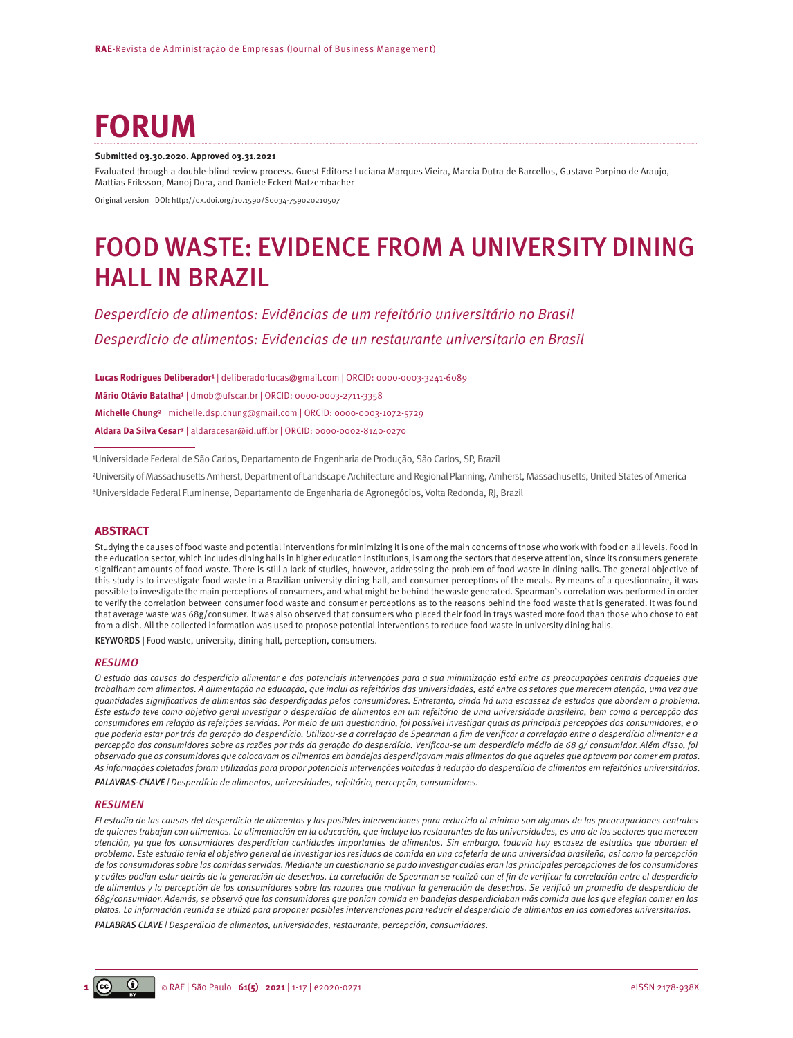# FORUM

**Submitted 03.30.2020. Approved 03.31.2021**

Evaluated through a double-blind review process. Guest Editors: Luciana Marques Vieira, Marcia Dutra de Barcellos, Gustavo Porpino de Araujo, Mattias Eriksson, Manoj Dora, and Daniele Eckert Matzembacher

Original version | DOI: http://dx.doi.org/10.1590/S0034-759020210507

# FOOD WASTE: EVIDENCE FROM A UNIVERSITY DINING HALL IN BRAZIL

*Desperdício de alimentos: Evidências de um refeitório universitário no Brasil*

*Desperdicio de alimentos: Evidencias de un restaurante universitario en Brasil*

**Lucas Rodrigues Deliberador**[1] | deliberadorlucas@gmail.com | ORCID: 0000-0003-3241-6089

**Mário Otávio Batalha**[1] | dmob@ufscar.br | ORCID: 0000-0003-2711-3358

**Michelle Chung**[2] | michelle.dsp.chung@gmail.com | ORCID: 0000-0003-1072-5729

**Aldara Da Silva Cesar**[3] | aldaracesar@id.uff.br | ORCID: 0000-0002-8140-0270

[1]Universidade Federal de São Carlos, Departamento de Engenharia de Produção, São Carlos, SP, Brazil

[2]University of Massachusetts Amherst, Department of Landscape Architecture and Regional Planning, Amherst, Massachusetts, United States of America

[3]Universidade Federal Fluminense, Departamento de Engenharia de Agronegócios, Volta Redonda, RJ, Brazil

## ABSTRACT

Studying the causes of food waste and potential interventions for minimizing it is one of the main concerns of those who work with food on all levels. Food in the education sector, which includes dining halls in higher education institutions, is among the sectors that deserve attention, since its consumers generate significant amounts of food waste. There is still a lack of studies, however, addressing the problem of food waste in dining halls. The general objective of this study is to investigate food waste in a Brazilian university dining hall, and consumer perceptions of the meals. By means of a questionnaire, it was possible to investigate the main perceptions of consumers, and what might be behind the waste generated. Spearman's correlation was performed in order to verify the correlation between consumer food waste and consumer perceptions as to the reasons behind the food waste that is generated. It was found that average waste was 68g/consumer. It was also observed that consumers who placed their food in trays wasted more food than those who chose to eat from a dish. All the collected information was used to propose potential interventions to reduce food waste in university dining halls.

**KEYWORDS** | Food waste, university, dining hall, perception, consumers.

## *RESUMO*

*O estudo das causas do desperdício alimentar e das potenciais intervenções para a sua minimização está entre as preocupações centrais daqueles que trabalham com alimentos. A alimentação na educação, que inclui os refeitórios das universidades, está entre os setores que merecem atenção, uma vez que quantidades significativas de alimentos são desperdiçadas pelos consumidores. Entretanto, ainda há uma escassez de estudos que abordem o problema. Este estudo teve como objetivo geral investigar o desperdício de alimentos em um refeitório de uma universidade brasileira, bem como a percepção dos consumidores em relação às refeições servidas. Por meio de um questionário, foi possível investigar quais as principais percepções dos consumidores, e o que poderia estar por trás da geração do desperdício. Utilizou-se a correlação de Spearman a fim de verificar a correlação entre o desperdício alimentar e a percepção dos consumidores sobre as razões por trás da geração do desperdício. Verificou-se um desperdício médio de 68 g/ consumidor. Além disso, foi observado que os consumidores que colocavam os alimentos em bandejas desperdiçavam mais alimentos do que aqueles que optavam por comer em pratos. As informações coletadas foram utilizadas para propor potenciais intervenções voltadas à redução do desperdício de alimentos em refeitórios universitários.*

***PALAVRAS-CHAVE** | Desperdício de alimentos, universidades, refeitório, percepção, consumidores.*

## *RESUMEN*

*El estudio de las causas del desperdicio de alimentos y las posibles intervenciones para reducirlo al mínimo son algunas de las preocupaciones centrales de quienes trabajan con alimentos. La alimentación en la educación, que incluye los restaurantes de las universidades, es uno de los sectores que merecen atención, ya que los consumidores desperdician cantidades importantes de alimentos. Sin embargo, todavía hay escasez de estudios que aborden el problema. Este estudio tenía el objetivo general de investigar los residuos de comida en una cafetería de una universidad brasileña, así como la percepción de los consumidores sobre las comidas servidas. Mediante un cuestionario se pudo investigar cuáles eran las principales percepciones de los consumidores y cuáles podían estar detrás de la generación de desechos. La correlación de Spearman se realizó con el fin de verificar la correlación entre el desperdicio de alimentos y la percepción de los consumidores sobre las razones que motivan la generación de desechos. Se verificó un promedio de desperdicio de 68g/consumidor. Además, se observó que los consumidores que ponían comida en bandejas desperdiciaban más comida que los que elegían comer en los platos. La información reunida se utilizó para proponer posibles intervenciones para reducir el desperdicio de alimentos en los comedores universitarios.*

***PALABRAS CLAVE** | Desperdicio de alimentos, universidades, restaurante, percepción, consumidores.*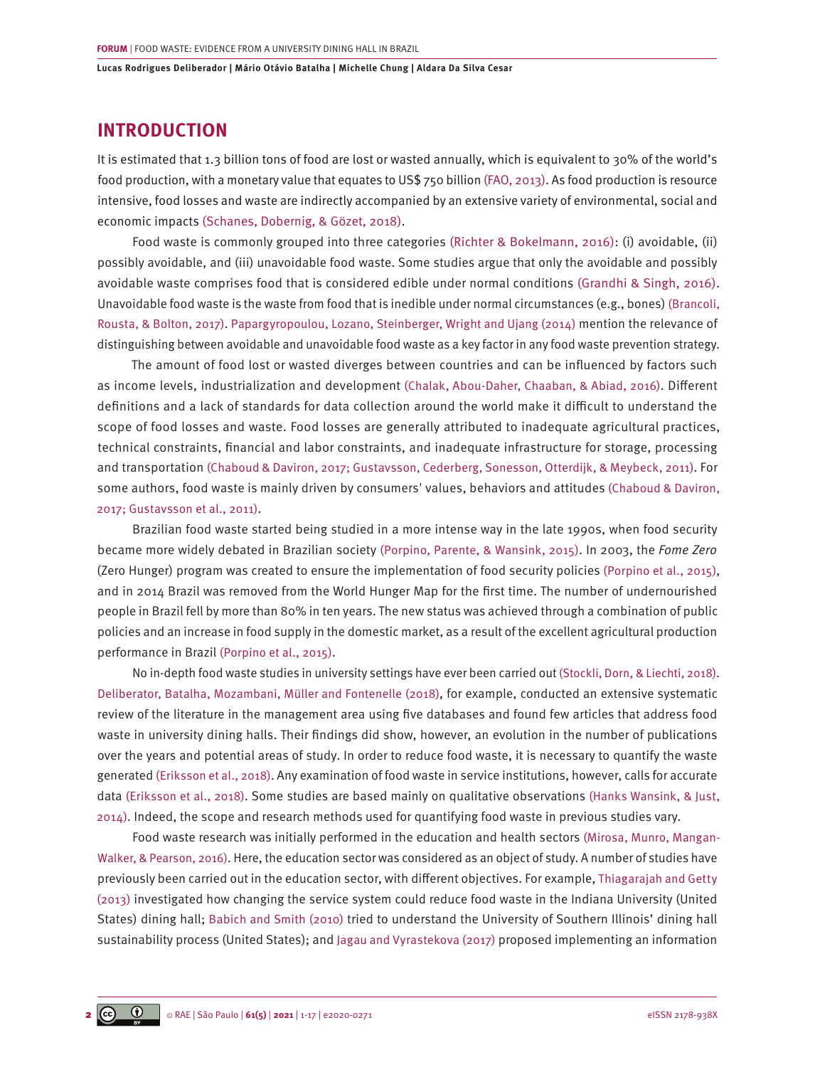## INTRODUCTION

It is estimated that 1.3 billion tons of food are lost or wasted annually, which is equivalent to 30% of the world's food production, with a monetary value that equates to US$ 750 billion (FAO, 2013). As food production is resource intensive, food losses and waste are indirectly accompanied by an extensive variety of environmental, social and economic impacts (Schanes, Dobernig, & Gözet, 2018).

Food waste is commonly grouped into three categories (Richter & Bokelmann, 2016): (i) avoidable, (ii) possibly avoidable, and (iii) unavoidable food waste. Some studies argue that only the avoidable and possibly avoidable waste comprises food that is considered edible under normal conditions (Grandhi & Singh, 2016). Unavoidable food waste is the waste from food that is inedible under normal circumstances (e.g., bones) (Brancoli, Rousta, & Bolton, 2017). Papargyropoulou, Lozano, Steinberger, Wright and Ujang (2014) mention the relevance of distinguishing between avoidable and unavoidable food waste as a key factor in any food waste prevention strategy.

The amount of food lost or wasted diverges between countries and can be influenced by factors such as income levels, industrialization and development (Chalak, Abou-Daher, Chaaban, & Abiad, 2016). Different definitions and a lack of standards for data collection around the world make it difficult to understand the scope of food losses and waste. Food losses are generally attributed to inadequate agricultural practices, technical constraints, financial and labor constraints, and inadequate infrastructure for storage, processing and transportation (Chaboud & Daviron, 2017; Gustavsson, Cederberg, Sonesson, Otterdijk, & Meybeck, 2011). For some authors, food waste is mainly driven by consumers' values, behaviors and attitudes (Chaboud & Daviron, 2017; Gustavsson et al., 2011).

Brazilian food waste started being studied in a more intense way in the late 1990s, when food security became more widely debated in Brazilian society (Porpino, Parente, & Wansink, 2015). In 2003, the *Fome Zero* (Zero Hunger) program was created to ensure the implementation of food security policies (Porpino et al., 2015), and in 2014 Brazil was removed from the World Hunger Map for the first time. The number of undernourished people in Brazil fell by more than 80% in ten years. The new status was achieved through a combination of public policies and an increase in food supply in the domestic market, as a result of the excellent agricultural production performance in Brazil (Porpino et al., 2015).

No in-depth food waste studies in university settings have ever been carried out (Stockli, Dorn, & Liechti, 2018). Deliberator, Batalha, Mozambani, Müller and Fontenelle (2018), for example, conducted an extensive systematic review of the literature in the management area using five databases and found few articles that address food waste in university dining halls. Their findings did show, however, an evolution in the number of publications over the years and potential areas of study. In order to reduce food waste, it is necessary to quantify the waste generated (Eriksson et al., 2018). Any examination of food waste in service institutions, however, calls for accurate data (Eriksson et al., 2018). Some studies are based mainly on qualitative observations (Hanks Wansink, & Just, 2014). Indeed, the scope and research methods used for quantifying food waste in previous studies vary.

Food waste research was initially performed in the education and health sectors (Mirosa, Munro, Mangan-Walker, & Pearson, 2016). Here, the education sector was considered as an object of study. A number of studies have previously been carried out in the education sector, with different objectives. For example, Thiagarajah and Getty (2013) investigated how changing the service system could reduce food waste in the Indiana University (United States) dining hall; Babich and Smith (2010) tried to understand the University of Southern Illinois' dining hall sustainability process (United States); and Jagau and Vyrastekova (2017) proposed implementing an information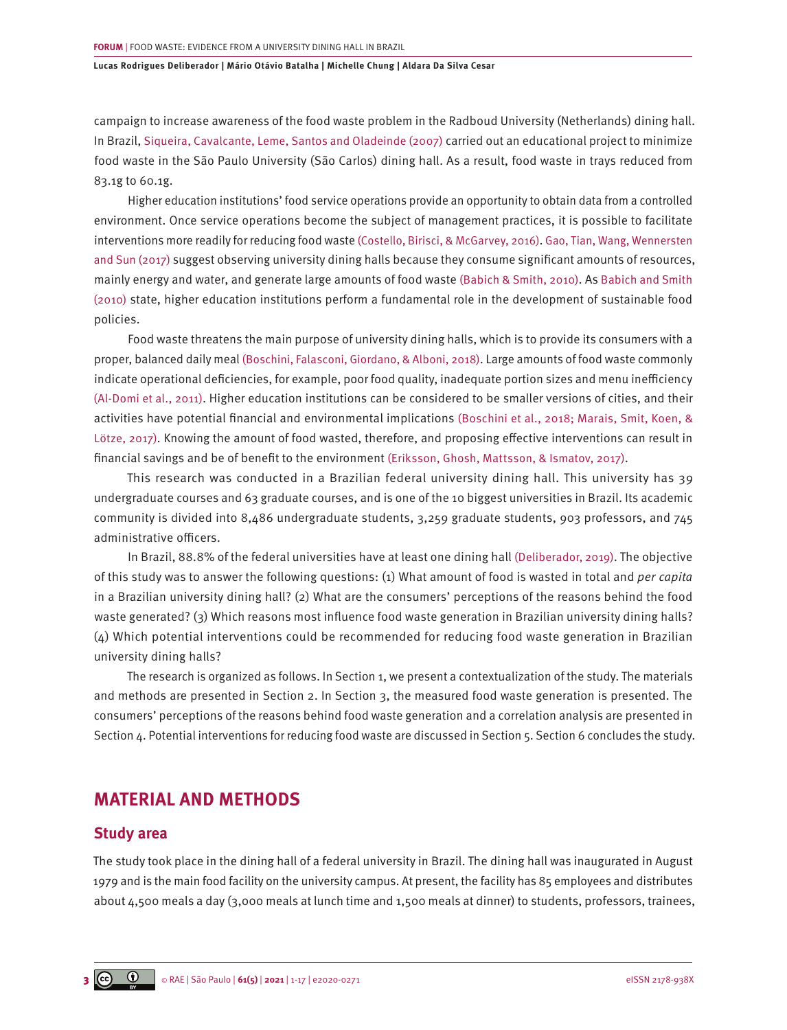campaign to increase awareness of the food waste problem in the Radboud University (Netherlands) dining hall. In Brazil, Siqueira, Cavalcante, Leme, Santos and Oladeinde (2007) carried out an educational project to minimize food waste in the São Paulo University (São Carlos) dining hall. As a result, food waste in trays reduced from 83.1g to 60.1g.

Higher education institutions' food service operations provide an opportunity to obtain data from a controlled environment. Once service operations become the subject of management practices, it is possible to facilitate interventions more readily for reducing food waste (Costello, Birisci, & McGarvey, 2016). Gao, Tian, Wang, Wennersten and Sun (2017) suggest observing university dining halls because they consume significant amounts of resources, mainly energy and water, and generate large amounts of food waste (Babich & Smith, 2010). As Babich and Smith (2010) state, higher education institutions perform a fundamental role in the development of sustainable food policies.

Food waste threatens the main purpose of university dining halls, which is to provide its consumers with a proper, balanced daily meal (Boschini, Falasconi, Giordano, & Alboni, 2018). Large amounts of food waste commonly indicate operational deficiencies, for example, poor food quality, inadequate portion sizes and menu inefficiency (Al-Domi et al., 2011). Higher education institutions can be considered to be smaller versions of cities, and their activities have potential financial and environmental implications (Boschini et al., 2018; Marais, Smit, Koen, & Lötze, 2017). Knowing the amount of food wasted, therefore, and proposing effective interventions can result in financial savings and be of benefit to the environment (Eriksson, Ghosh, Mattsson, & Ismatov, 2017).

This research was conducted in a Brazilian federal university dining hall. This university has 39 undergraduate courses and 63 graduate courses, and is one of the 10 biggest universities in Brazil. Its academic community is divided into 8,486 undergraduate students, 3,259 graduate students, 903 professors, and 745 administrative officers.

In Brazil, 88.8% of the federal universities have at least one dining hall (Deliberador, 2019). The objective of this study was to answer the following questions: (1) What amount of food is wasted in total and *per capita* in a Brazilian university dining hall? (2) What are the consumers' perceptions of the reasons behind the food waste generated? (3) Which reasons most influence food waste generation in Brazilian university dining halls? (4) Which potential interventions could be recommended for reducing food waste generation in Brazilian university dining halls?

The research is organized as follows. In Section 1, we present a contextualization of the study. The materials and methods are presented in Section 2. In Section 3, the measured food waste generation is presented. The consumers' perceptions of the reasons behind food waste generation and a correlation analysis are presented in Section 4. Potential interventions for reducing food waste are discussed in Section 5. Section 6 concludes the study.

# MATERIAL AND METHODS

## Study area

The study took place in the dining hall of a federal university in Brazil. The dining hall was inaugurated in August 1979 and is the main food facility on the university campus. At present, the facility has 85 employees and distributes about 4,500 meals a day (3,000 meals at lunch time and 1,500 meals at dinner) to students, professors, trainees,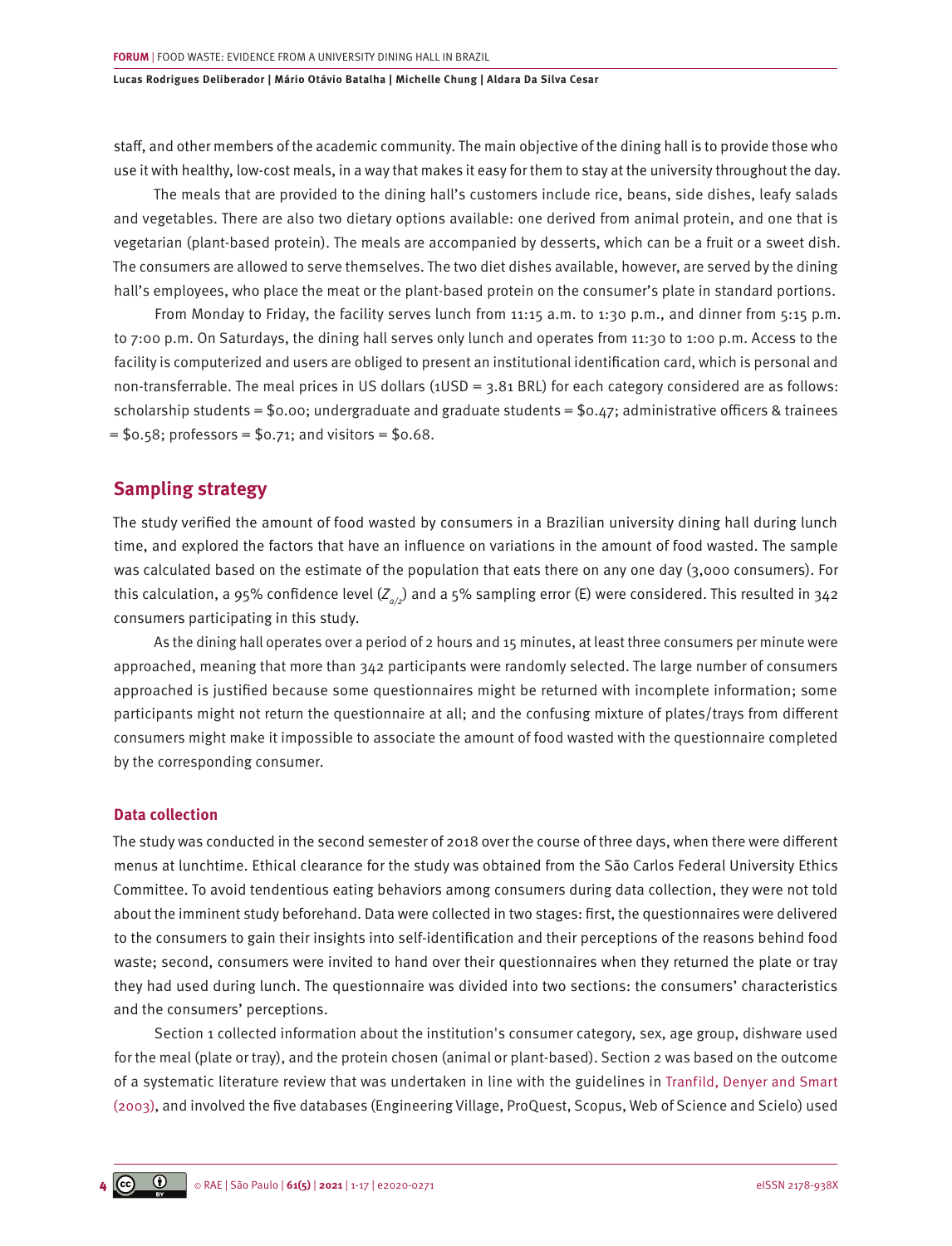staff, and other members of the academic community. The main objective of the dining hall is to provide those who use it with healthy, low-cost meals, in a way that makes it easy for them to stay at the university throughout the day.

The meals that are provided to the dining hall's customers include rice, beans, side dishes, leafy salads and vegetables. There are also two dietary options available: one derived from animal protein, and one that is vegetarian (plant-based protein). The meals are accompanied by desserts, which can be a fruit or a sweet dish. The consumers are allowed to serve themselves. The two diet dishes available, however, are served by the dining hall's employees, who place the meat or the plant-based protein on the consumer's plate in standard portions.

From Monday to Friday, the facility serves lunch from 11:15 a.m. to 1:30 p.m., and dinner from 5:15 p.m. to 7:00 p.m. On Saturdays, the dining hall serves only lunch and operates from 11:30 to 1:00 p.m. Access to the facility is computerized and users are obliged to present an institutional identification card, which is personal and non-transferrable. The meal prices in US dollars (1USD = 3.81 BRL) for each category considered are as follows: scholarship students = $0.00; undergraduate and graduate students = $0.47; administrative officers & trainees = $0.58; professors = $0.71; and visitors = $0.68.

## Sampling strategy

The study verified the amount of food wasted by consumers in a Brazilian university dining hall during lunch time, and explored the factors that have an influence on variations in the amount of food wasted. The sample was calculated based on the estimate of the population that eats there on any one day (3,000 consumers). For this calculation, a 95% confidence level ($Z_{\alpha/2}$) and a 5% sampling error (E) were considered. This resulted in 342 consumers participating in this study.

As the dining hall operates over a period of 2 hours and 15 minutes, at least three consumers per minute were approached, meaning that more than 342 participants were randomly selected. The large number of consumers approached is justified because some questionnaires might be returned with incomplete information; some participants might not return the questionnaire at all; and the confusing mixture of plates/trays from different consumers might make it impossible to associate the amount of food wasted with the questionnaire completed by the corresponding consumer.

### Data collection

The study was conducted in the second semester of 2018 over the course of three days, when there were different menus at lunchtime. Ethical clearance for the study was obtained from the São Carlos Federal University Ethics Committee. To avoid tendentious eating behaviors among consumers during data collection, they were not told about the imminent study beforehand. Data were collected in two stages: first, the questionnaires were delivered to the consumers to gain their insights into self-identification and their perceptions of the reasons behind food waste; second, consumers were invited to hand over their questionnaires when they returned the plate or tray they had used during lunch. The questionnaire was divided into two sections: the consumers' characteristics and the consumers' perceptions.

Section 1 collected information about the institution's consumer category, sex, age group, dishware used for the meal (plate or tray), and the protein chosen (animal or plant-based). Section 2 was based on the outcome of a systematic literature review that was undertaken in line with the guidelines in Tranfild, Denyer and Smart (2003), and involved the five databases (Engineering Village, ProQuest, Scopus, Web of Science and Scielo) used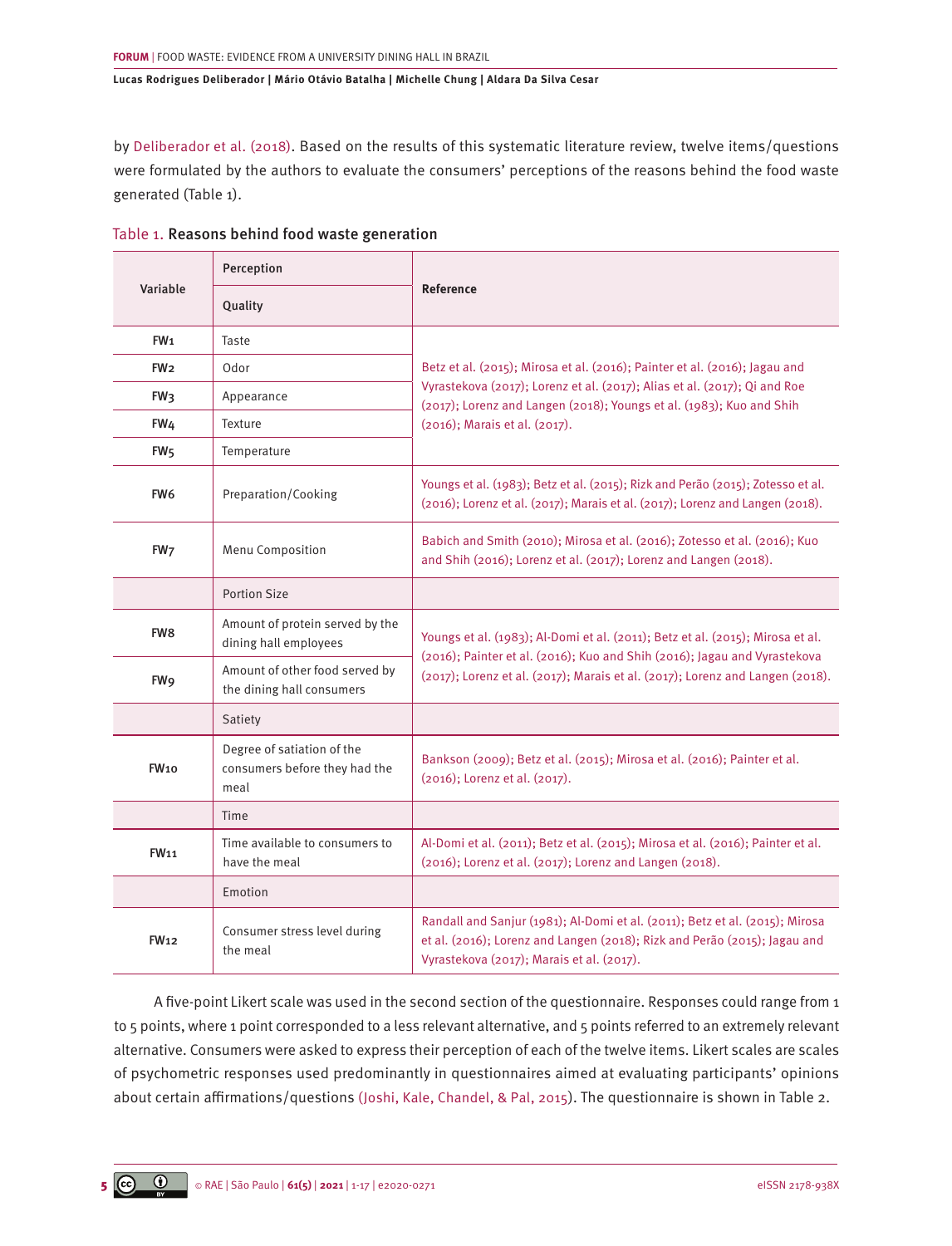by Deliberador et al. (2018). Based on the results of this systematic literature review, twelve items/questions were formulated by the authors to evaluate the consumers' perceptions of the reasons behind the food waste generated (Table 1).

Table 1. **Reasons behind food waste generation**

| Variable | Perception | Reference |
|---|---|---|
| | Quality | |
| FW1 | Taste | Betz et al. (2015); Mirosa et al. (2016); Painter et al. (2016); Jagau and Vyrastekova (2017); Lorenz et al. (2017); Alias et al. (2017); Qi and Roe (2017); Lorenz and Langen (2018); Youngs et al. (1983); Kuo and Shih (2016); Marais et al. (2017). |
| FW2 | Odor | |
| FW3 | Appearance | |
| FW4 | Texture | |
| FW5 | Temperature | |
| FW6 | Preparation/Cooking | Youngs et al. (1983); Betz et al. (2015); Rizk and Perão (2015); Zotesso et al. (2016); Lorenz et al. (2017); Marais et al. (2017); Lorenz and Langen (2018). |
| FW7 | Menu Composition | Babich and Smith (2010); Mirosa et al. (2016); Zotesso et al. (2016); Kuo and Shih (2016); Lorenz et al. (2017); Lorenz and Langen (2018). |
| | Portion Size | |
| FW8 | Amount of protein served by the dining hall employees | Youngs et al. (1983); Al-Domi et al. (2011); Betz et al. (2015); Mirosa et al. (2016); Painter et al. (2016); Kuo and Shih (2016); Jagau and Vyrastekova (2017); Lorenz et al. (2017); Marais et al. (2017); Lorenz and Langen (2018). |
| FW9 | Amount of other food served by the dining hall consumers | |
| | Satiety | |
| FW10 | Degree of satiation of the consumers before they had the meal | Bankson (2009); Betz et al. (2015); Mirosa et al. (2016); Painter et al. (2016); Lorenz et al. (2017). |
| | Time | |
| FW11 | Time available to consumers to have the meal | Al-Domi et al. (2011); Betz et al. (2015); Mirosa et al. (2016); Painter et al. (2016); Lorenz et al. (2017); Lorenz and Langen (2018). |
| | Emotion | |
| FW12 | Consumer stress level during the meal | Randall and Sanjur (1981); Al-Domi et al. (2011); Betz et al. (2015); Mirosa et al. (2016); Lorenz and Langen (2018); Rizk and Perão (2015); Jagau and Vyrastekova (2017); Marais et al. (2017). |

A five-point Likert scale was used in the second section of the questionnaire. Responses could range from 1 to 5 points, where 1 point corresponded to a less relevant alternative, and 5 points referred to an extremely relevant alternative. Consumers were asked to express their perception of each of the twelve items. Likert scales are scales of psychometric responses used predominantly in questionnaires aimed at evaluating participants' opinions about certain affirmations/questions (Joshi, Kale, Chandel, & Pal, 2015). The questionnaire is shown in Table 2.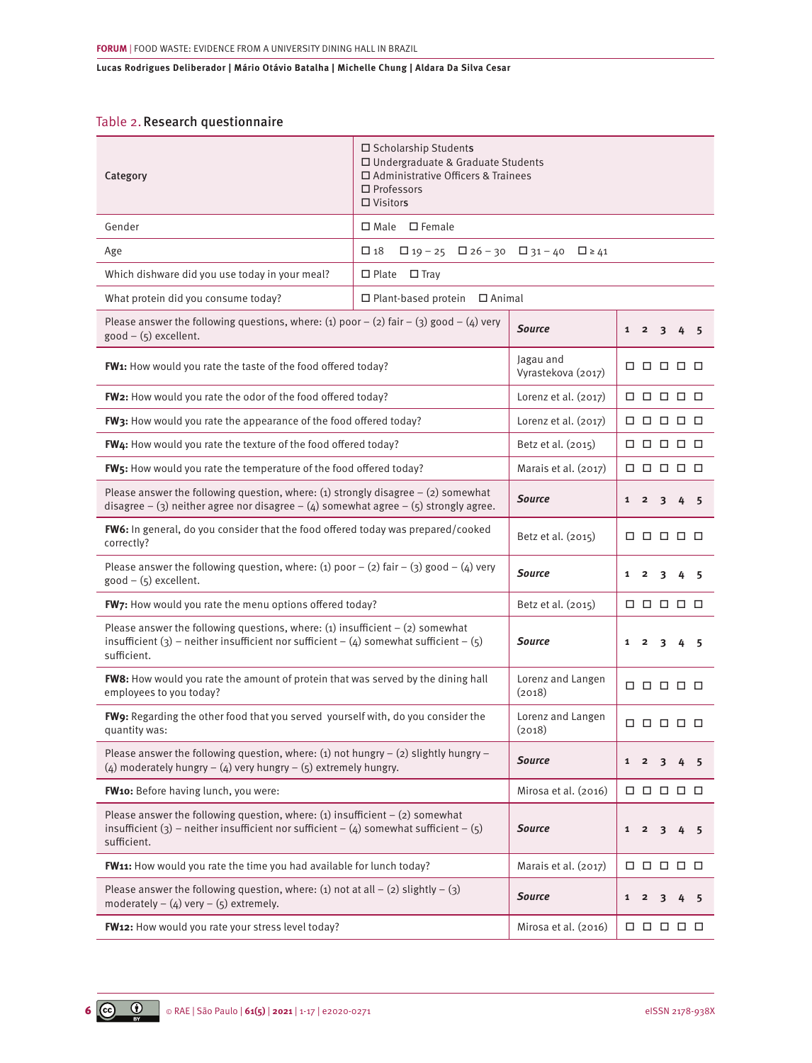Table 2. **Research questionnaire**

| Category | ☐ Scholarship Students<br>☐ Undergraduate & Graduate Students<br>☐ Administrative Officers & Trainees<br>☐ Professors<br>☐ Visitors | | |
|---|---|---|---|
| Gender | ☐ Male ☐ Female | | |
| Age | ☐ 18 ☐ 19 – 25 ☐ 26 – 30 ☐ 31 – 40 ☐ ≥ 41 | | |
| Which dishware did you use today in your meal? | ☐ Plate ☐ Tray | | |
| What protein did you consume today? | ☐ Plant-based protein ☐ Animal | | |
| Please answer the following questions, where: (1) poor – (2) fair – (3) good – (4) very good – (5) excellent. | | ***Source*** | **1 2 3 4 5** |
| **FW1:** How would you rate the taste of the food offered today? | | Jagau and Vyrastekova (2017) | ☐ ☐ ☐ ☐ ☐ |
| **FW2:** How would you rate the odor of the food offered today? | | Lorenz et al. (2017) | ☐ ☐ ☐ ☐ ☐ |
| **FW3:** How would you rate the appearance of the food offered today? | | Lorenz et al. (2017) | ☐ ☐ ☐ ☐ ☐ |
| **FW4:** How would you rate the texture of the food offered today? | | Betz et al. (2015) | ☐ ☐ ☐ ☐ ☐ |
| **FW5:** How would you rate the temperature of the food offered today? | | Marais et al. (2017) | ☐ ☐ ☐ ☐ ☐ |
| Please answer the following question, where: (1) strongly disagree – (2) somewhat disagree – (3) neither agree nor disagree – (4) somewhat agree – (5) strongly agree. | | ***Source*** | **1 2 3 4 5** |
| **FW6:** In general, do you consider that the food offered today was prepared/cooked correctly? | | Betz et al. (2015) | ☐ ☐ ☐ ☐ ☐ |
| Please answer the following question, where: (1) poor – (2) fair – (3) good – (4) very good – (5) excellent. | | ***Source*** | **1 2 3 4 5** |
| **FW7:** How would you rate the menu options offered today? | | Betz et al. (2015) | ☐ ☐ ☐ ☐ ☐ |
| Please answer the following questions, where: (1) insufficient – (2) somewhat insufficient (3) – neither insufficient nor sufficient – (4) somewhat sufficient – (5) sufficient. | | ***Source*** | **1 2 3 4 5** |
| **FW8:** How would you rate the amount of protein that was served by the dining hall employees to you today? | | Lorenz and Langen (2018) | ☐ ☐ ☐ ☐ ☐ |
| **FW9:** Regarding the other food that you served yourself with, do you consider the quantity was: | | Lorenz and Langen (2018) | ☐ ☐ ☐ ☐ ☐ |
| Please answer the following question, where: (1) not hungry – (2) slightly hungry – (4) moderately hungry – (4) very hungry – (5) extremely hungry. | | ***Source*** | **1 2 3 4 5** |
| **FW10:** Before having lunch, you were: | | Mirosa et al. (2016) | ☐ ☐ ☐ ☐ ☐ |
| Please answer the following question, where: (1) insufficient – (2) somewhat insufficient (3) – neither insufficient nor sufficient – (4) somewhat sufficient – (5) sufficient. | | ***Source*** | **1 2 3 4 5** |
| **FW11:** How would you rate the time you had available for lunch today? | | Marais et al. (2017) | ☐ ☐ ☐ ☐ ☐ |
| Please answer the following question, where: (1) not at all – (2) slightly – (3) moderately – (4) very – (5) extremely. | | ***Source*** | **1 2 3 4 5** |
| **FW12:** How would you rate your stress level today? | | Mirosa et al. (2016) | ☐ ☐ ☐ ☐ ☐ |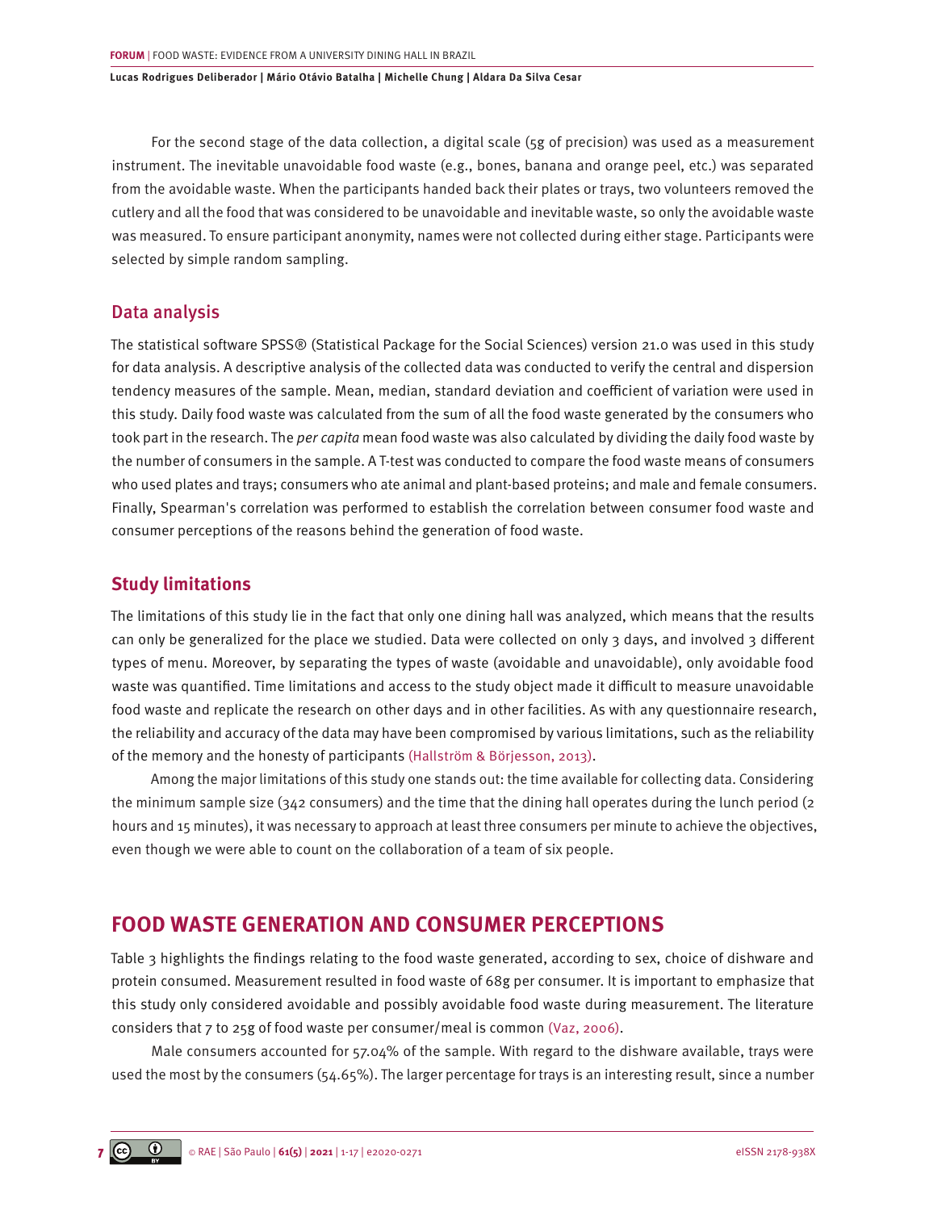For the second stage of the data collection, a digital scale (5g of precision) was used as a measurement instrument. The inevitable unavoidable food waste (e.g., bones, banana and orange peel, etc.) was separated from the avoidable waste. When the participants handed back their plates or trays, two volunteers removed the cutlery and all the food that was considered to be unavoidable and inevitable waste, so only the avoidable waste was measured. To ensure participant anonymity, names were not collected during either stage. Participants were selected by simple random sampling.

### Data analysis

The statistical software SPSS® (Statistical Package for the Social Sciences) version 21.0 was used in this study for data analysis. A descriptive analysis of the collected data was conducted to verify the central and dispersion tendency measures of the sample. Mean, median, standard deviation and coefficient of variation were used in this study. Daily food waste was calculated from the sum of all the food waste generated by the consumers who took part in the research. The *per capita* mean food waste was also calculated by dividing the daily food waste by the number of consumers in the sample. A T-test was conducted to compare the food waste means of consumers who used plates and trays; consumers who ate animal and plant-based proteins; and male and female consumers. Finally, Spearman's correlation was performed to establish the correlation between consumer food waste and consumer perceptions of the reasons behind the generation of food waste.

### Study limitations

The limitations of this study lie in the fact that only one dining hall was analyzed, which means that the results can only be generalized for the place we studied. Data were collected on only 3 days, and involved 3 different types of menu. Moreover, by separating the types of waste (avoidable and unavoidable), only avoidable food waste was quantified. Time limitations and access to the study object made it difficult to measure unavoidable food waste and replicate the research on other days and in other facilities. As with any questionnaire research, the reliability and accuracy of the data may have been compromised by various limitations, such as the reliability of the memory and the honesty of participants (Hallström & Börjesson, 2013).

Among the major limitations of this study one stands out: the time available for collecting data. Considering the minimum sample size (342 consumers) and the time that the dining hall operates during the lunch period (2 hours and 15 minutes), it was necessary to approach at least three consumers per minute to achieve the objectives, even though we were able to count on the collaboration of a team of six people.

## FOOD WASTE GENERATION AND CONSUMER PERCEPTIONS

Table 3 highlights the findings relating to the food waste generated, according to sex, choice of dishware and protein consumed. Measurement resulted in food waste of 68g per consumer. It is important to emphasize that this study only considered avoidable and possibly avoidable food waste during measurement. The literature considers that 7 to 25g of food waste per consumer/meal is common (Vaz, 2006).

Male consumers accounted for 57.04% of the sample. With regard to the dishware available, trays were used the most by the consumers (54.65%). The larger percentage for trays is an interesting result, since a number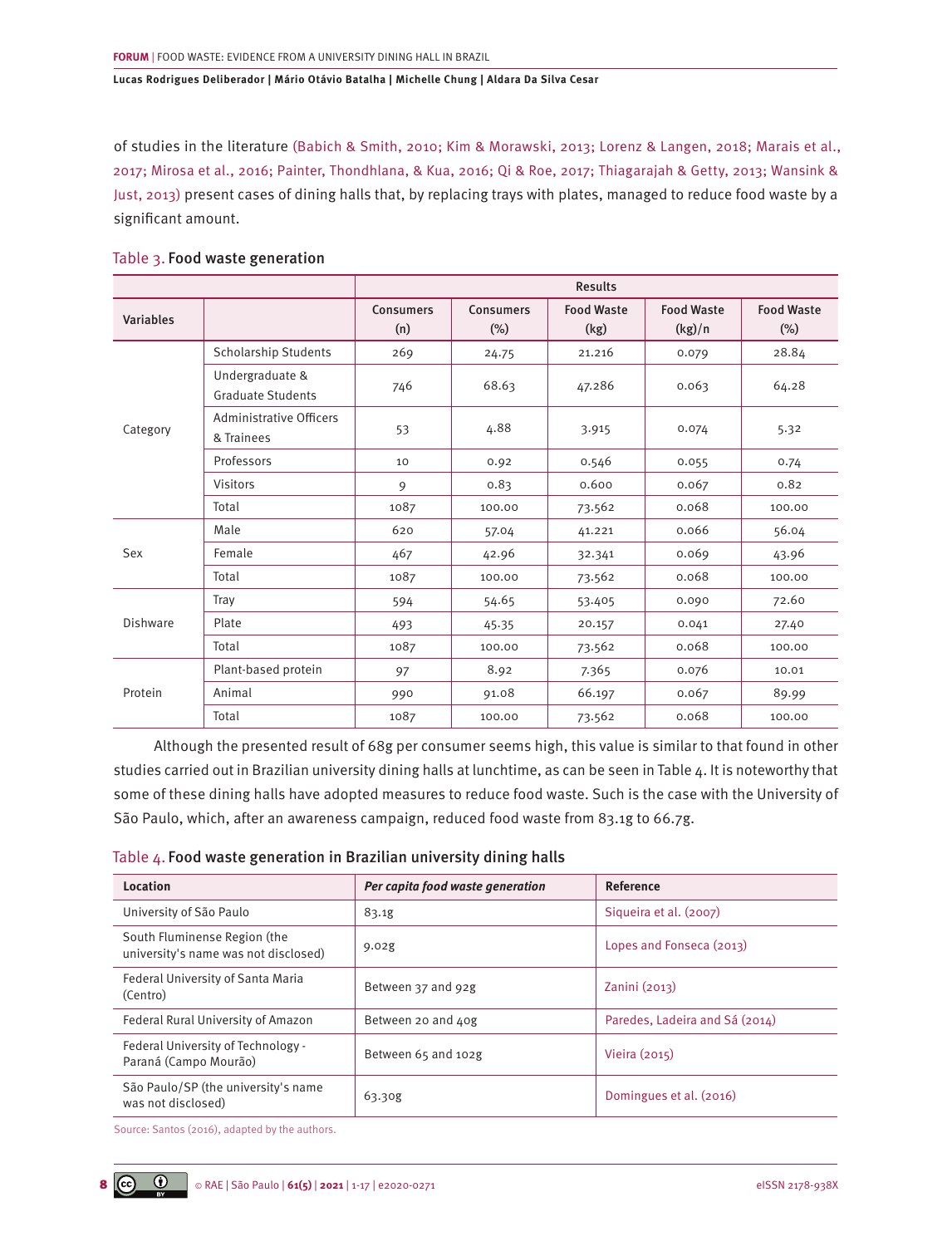of studies in the literature (Babich & Smith, 2010; Kim & Morawski, 2013; Lorenz & Langen, 2018; Marais et al., 2017; Mirosa et al., 2016; Painter, Thondhlana, & Kua, 2016; Qi & Roe, 2017; Thiagarajah & Getty, 2013; Wansink & Just, 2013) present cases of dining halls that, by replacing trays with plates, managed to reduce food waste by a significant amount.

Table 3. **Food waste generation**

| Variables | | Results | | | | |
|---|---|---|---|---|---|---|
| | | Consumers (n) | Consumers (%) | Food Waste (kg) | Food Waste (kg)/n | Food Waste (%) |
| Category | Scholarship Students | 269 | 24.75 | 21.216 | 0.079 | 28.84 |
| | Undergraduate & Graduate Students | 746 | 68.63 | 47.286 | 0.063 | 64.28 |
| | Administrative Officers & Trainees | 53 | 4.88 | 3.915 | 0.074 | 5.32 |
| | Professors | 10 | 0.92 | 0.546 | 0.055 | 0.74 |
| | Visitors | 9 | 0.83 | 0.600 | 0.067 | 0.82 |
| | Total | 1087 | 100.00 | 73.562 | 0.068 | 100.00 |
| Sex | Male | 620 | 57.04 | 41.221 | 0.066 | 56.04 |
| | Female | 467 | 42.96 | 32.341 | 0.069 | 43.96 |
| | Total | 1087 | 100.00 | 73.562 | 0.068 | 100.00 |
| Dishware | Tray | 594 | 54.65 | 53.405 | 0.090 | 72.60 |
| | Plate | 493 | 45.35 | 20.157 | 0.041 | 27.40 |
| | Total | 1087 | 100.00 | 73.562 | 0.068 | 100.00 |
| Protein | Plant-based protein | 97 | 8.92 | 7.365 | 0.076 | 10.01 |
| | Animal | 990 | 91.08 | 66.197 | 0.067 | 89.99 |
| | Total | 1087 | 100.00 | 73.562 | 0.068 | 100.00 |

Although the presented result of 68g per consumer seems high, this value is similar to that found in other studies carried out in Brazilian university dining halls at lunchtime, as can be seen in Table 4. It is noteworthy that some of these dining halls have adopted measures to reduce food waste. Such is the case with the University of São Paulo, which, after an awareness campaign, reduced food waste from 83.1g to 66.7g.

Table 4. **Food waste generation in Brazilian university dining halls**

| Location | *Per capita food waste generation* | Reference |
|---|---|---|
| University of São Paulo | 83.1g | Siqueira et al. (2007) |
| South Fluminense Region (the university's name was not disclosed) | 9.02g | Lopes and Fonseca (2013) |
| Federal University of Santa Maria (Centro) | Between 37 and 92g | Zanini (2013) |
| Federal Rural University of Amazon | Between 20 and 40g | Paredes, Ladeira and Sá (2014) |
| Federal University of Technology - Paraná (Campo Mourão) | Between 65 and 102g | Vieira (2015) |
| São Paulo/SP (the university's name was not disclosed) | 63.30g | Domingues et al. (2016) |

Source: Santos (2016), adapted by the authors.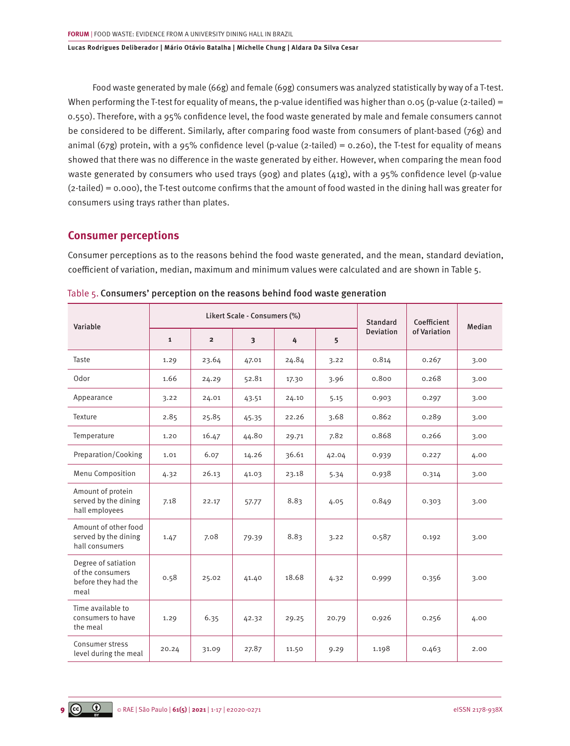Food waste generated by male (66g) and female (69g) consumers was analyzed statistically by way of a T-test. When performing the T-test for equality of means, the p-value identified was higher than 0.05 (p-value (2-tailed) = 0.550). Therefore, with a 95% confidence level, the food waste generated by male and female consumers cannot be considered to be different. Similarly, after comparing food waste from consumers of plant-based (76g) and animal (67g) protein, with a 95% confidence level (p-value (2-tailed) = 0.260), the T-test for equality of means showed that there was no difference in the waste generated by either. However, when comparing the mean food waste generated by consumers who used trays (90g) and plates (41g), with a 95% confidence level (p-value (2-tailed) = 0.000), the T-test outcome confirms that the amount of food wasted in the dining hall was greater for consumers using trays rather than plates.

## Consumer perceptions

Consumer perceptions as to the reasons behind the food waste generated, and the mean, standard deviation, coefficient of variation, median, maximum and minimum values were calculated and are shown in Table 5.

Table 5. **Consumers' perception on the reasons behind food waste generation**

| Variable | Likert Scale - Consumers (%) | | | | | Standard Deviation | Coefficient of Variation | Median |
|---|---|---|---|---|---|---|---|---|
| | 1 | 2 | 3 | 4 | 5 | | | |
| Taste | 1.29 | 23.64 | 47.01 | 24.84 | 3.22 | 0.814 | 0.267 | 3.00 |
| Odor | 1.66 | 24.29 | 52.81 | 17.30 | 3.96 | 0.800 | 0.268 | 3.00 |
| Appearance | 3.22 | 24.01 | 43.51 | 24.10 | 5.15 | 0.903 | 0.297 | 3.00 |
| Texture | 2.85 | 25.85 | 45.35 | 22.26 | 3.68 | 0.862 | 0.289 | 3.00 |
| Temperature | 1.20 | 16.47 | 44.80 | 29.71 | 7.82 | 0.868 | 0.266 | 3.00 |
| Preparation/Cooking | 1.01 | 6.07 | 14.26 | 36.61 | 42.04 | 0.939 | 0.227 | 4.00 |
| Menu Composition | 4.32 | 26.13 | 41.03 | 23.18 | 5.34 | 0.938 | 0.314 | 3.00 |
| Amount of protein served by the dining hall employees | 7.18 | 22.17 | 57.77 | 8.83 | 4.05 | 0.849 | 0.303 | 3.00 |
| Amount of other food served by the dining hall consumers | 1.47 | 7.08 | 79.39 | 8.83 | 3.22 | 0.587 | 0.192 | 3.00 |
| Degree of satiation of the consumers before they had the meal | 0.58 | 25.02 | 41.40 | 18.68 | 4.32 | 0.999 | 0.356 | 3.00 |
| Time available to consumers to have the meal | 1.29 | 6.35 | 42.32 | 29.25 | 20.79 | 0.926 | 0.256 | 4.00 |
| Consumer stress level during the meal | 20.24 | 31.09 | 27.87 | 11.50 | 9.29 | 1.198 | 0.463 | 2.00 |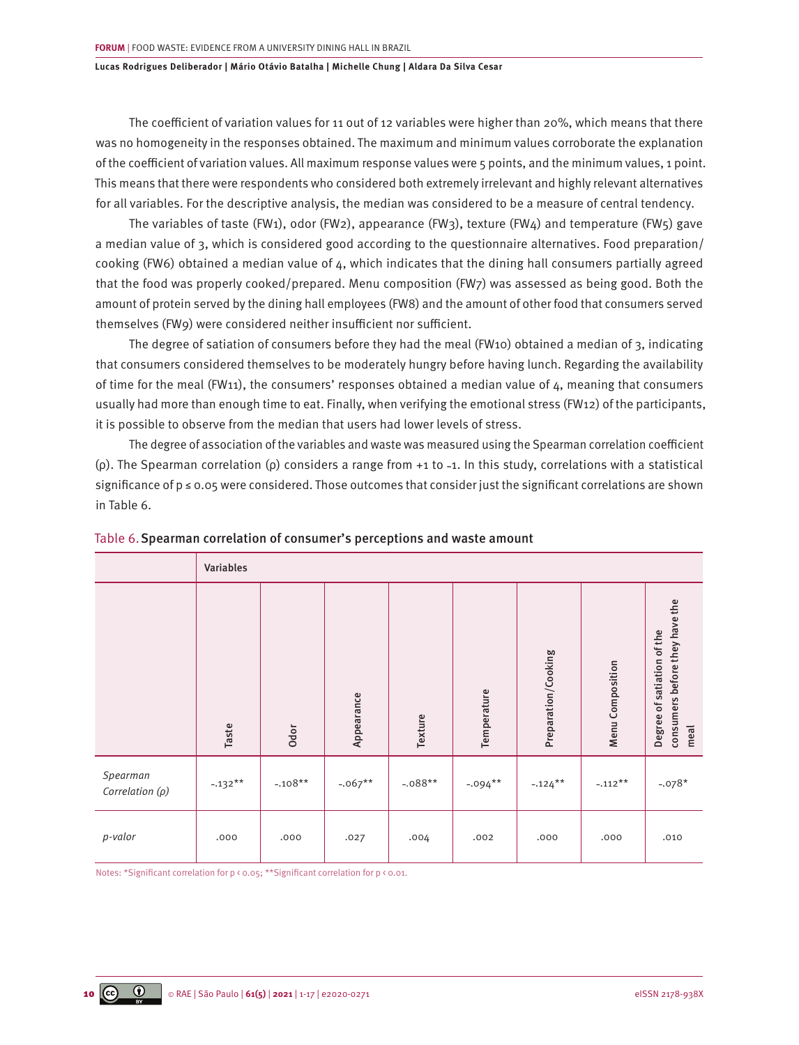The coefficient of variation values for 11 out of 12 variables were higher than 20%, which means that there was no homogeneity in the responses obtained. The maximum and minimum values corroborate the explanation of the coefficient of variation values. All maximum response values were 5 points, and the minimum values, 1 point. This means that there were respondents who considered both extremely irrelevant and highly relevant alternatives for all variables. For the descriptive analysis, the median was considered to be a measure of central tendency.

The variables of taste (FW1), odor (FW2), appearance (FW3), texture (FW4) and temperature (FW5) gave a median value of 3, which is considered good according to the questionnaire alternatives. Food preparation/cooking (FW6) obtained a median value of 4, which indicates that the dining hall consumers partially agreed that the food was properly cooked/prepared. Menu composition (FW7) was assessed as being good. Both the amount of protein served by the dining hall employees (FW8) and the amount of other food that consumers served themselves (FW9) were considered neither insufficient nor sufficient.

The degree of satiation of consumers before they had the meal (FW10) obtained a median of 3, indicating that consumers considered themselves to be moderately hungry before having lunch. Regarding the availability of time for the meal (FW11), the consumers' responses obtained a median value of 4, meaning that consumers usually had more than enough time to eat. Finally, when verifying the emotional stress (FW12) of the participants, it is possible to observe from the median that users had lower levels of stress.

The degree of association of the variables and waste was measured using the Spearman correlation coefficient (ρ). The Spearman correlation (ρ) considers a range from +1 to -1. In this study, correlations with a statistical significance of $p \leq 0.05$ were considered. Those outcomes that consider just the significant correlations are shown in Table 6.

Table 6. **Spearman correlation of consumer's perceptions and waste amount**

| | Variables | | | | | | | |
|---|---|---|---|---|---|---|---|---|
| | Taste | Odor | Appearance | Texture | Temperature | Preparation/Cooking | Menu Composition | Degree of satiation of the consumers before they have the meal |
| *Spearman Correlation (ρ)* | -.132** | -.108** | -.067** | -.088** | -.094** | -.124** | -.112** | -.078* |
| *p-valor* | .000 | .000 | .027 | .004 | .002 | .000 | .000 | .010 |

Notes: *Significant correlation for $p < 0.05$; **Significant correlation for $p < 0.01$.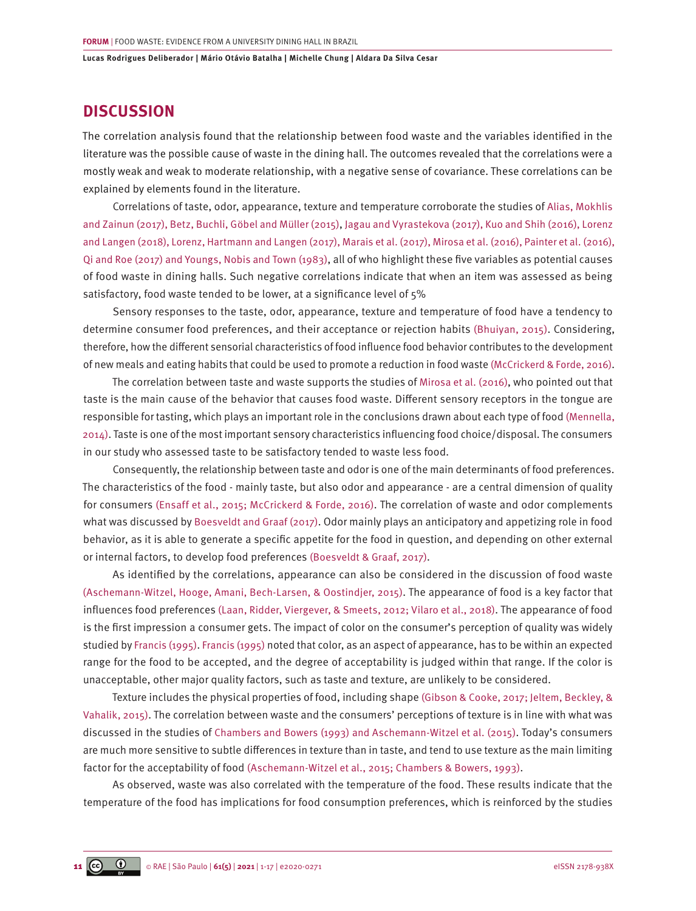## DISCUSSION

The correlation analysis found that the relationship between food waste and the variables identified in the literature was the possible cause of waste in the dining hall. The outcomes revealed that the correlations were a mostly weak and weak to moderate relationship, with a negative sense of covariance. These correlations can be explained by elements found in the literature.

Correlations of taste, odor, appearance, texture and temperature corroborate the studies of Alias, Mokhlis and Zainun (2017), Betz, Buchli, Göbel and Müller (2015), Jagau and Vyrastekova (2017), Kuo and Shih (2016), Lorenz and Langen (2018), Lorenz, Hartmann and Langen (2017), Marais et al. (2017), Mirosa et al. (2016), Painter et al. (2016), Qi and Roe (2017) and Youngs, Nobis and Town (1983), all of who highlight these five variables as potential causes of food waste in dining halls. Such negative correlations indicate that when an item was assessed as being satisfactory, food waste tended to be lower, at a significance level of 5%

Sensory responses to the taste, odor, appearance, texture and temperature of food have a tendency to determine consumer food preferences, and their acceptance or rejection habits (Bhuiyan, 2015). Considering, therefore, how the different sensorial characteristics of food influence food behavior contributes to the development of new meals and eating habits that could be used to promote a reduction in food waste (McCrickerd & Forde, 2016).

The correlation between taste and waste supports the studies of Mirosa et al. (2016), who pointed out that taste is the main cause of the behavior that causes food waste. Different sensory receptors in the tongue are responsible for tasting, which plays an important role in the conclusions drawn about each type of food (Mennella, 2014). Taste is one of the most important sensory characteristics influencing food choice/disposal. The consumers in our study who assessed taste to be satisfactory tended to waste less food.

Consequently, the relationship between taste and odor is one of the main determinants of food preferences. The characteristics of the food - mainly taste, but also odor and appearance - are a central dimension of quality for consumers (Ensaff et al., 2015; McCrickerd & Forde, 2016). The correlation of waste and odor complements what was discussed by Boesveldt and Graaf (2017). Odor mainly plays an anticipatory and appetizing role in food behavior, as it is able to generate a specific appetite for the food in question, and depending on other external or internal factors, to develop food preferences (Boesveldt & Graaf, 2017).

As identified by the correlations, appearance can also be considered in the discussion of food waste (Aschemann-Witzel, Hooge, Amani, Bech-Larsen, & Oostindjer, 2015). The appearance of food is a key factor that influences food preferences (Laan, Ridder, Viergever, & Smeets, 2012; Vilaro et al., 2018). The appearance of food is the first impression a consumer gets. The impact of color on the consumer's perception of quality was widely studied by Francis (1995). Francis (1995) noted that color, as an aspect of appearance, has to be within an expected range for the food to be accepted, and the degree of acceptability is judged within that range. If the color is unacceptable, other major quality factors, such as taste and texture, are unlikely to be considered.

Texture includes the physical properties of food, including shape (Gibson & Cooke, 2017; Jeltem, Beckley, & Vahalik, 2015). The correlation between waste and the consumers' perceptions of texture is in line with what was discussed in the studies of Chambers and Bowers (1993) and Aschemann-Witzel et al. (2015). Today's consumers are much more sensitive to subtle differences in texture than in taste, and tend to use texture as the main limiting factor for the acceptability of food (Aschemann-Witzel et al., 2015; Chambers & Bowers, 1993).

As observed, waste was also correlated with the temperature of the food. These results indicate that the temperature of the food has implications for food consumption preferences, which is reinforced by the studies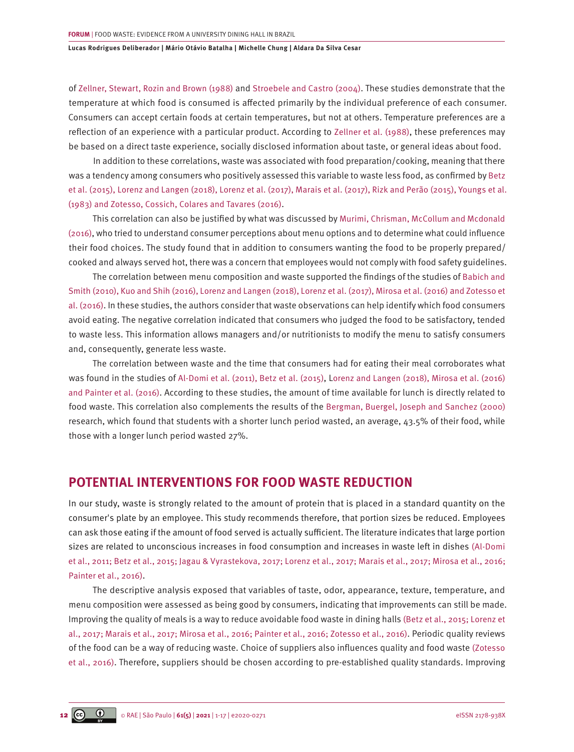of Zellner, Stewart, Rozin and Brown (1988) and Stroebele and Castro (2004). These studies demonstrate that the temperature at which food is consumed is affected primarily by the individual preference of each consumer. Consumers can accept certain foods at certain temperatures, but not at others. Temperature preferences are a reflection of an experience with a particular product. According to Zellner et al. (1988), these preferences may be based on a direct taste experience, socially disclosed information about taste, or general ideas about food.

In addition to these correlations, waste was associated with food preparation/cooking, meaning that there was a tendency among consumers who positively assessed this variable to waste less food, as confirmed by Betz et al. (2015), Lorenz and Langen (2018), Lorenz et al. (2017), Marais et al. (2017), Rizk and Perão (2015), Youngs et al. (1983) and Zotesso, Cossich, Colares and Tavares (2016).

This correlation can also be justified by what was discussed by Murimi, Chrisman, McCollum and Mcdonald (2016), who tried to understand consumer perceptions about menu options and to determine what could influence their food choices. The study found that in addition to consumers wanting the food to be properly prepared/cooked and always served hot, there was a concern that employees would not comply with food safety guidelines.

The correlation between menu composition and waste supported the findings of the studies of Babich and Smith (2010), Kuo and Shih (2016), Lorenz and Langen (2018), Lorenz et al. (2017), Mirosa et al. (2016) and Zotesso et al. (2016). In these studies, the authors consider that waste observations can help identify which food consumers avoid eating. The negative correlation indicated that consumers who judged the food to be satisfactory, tended to waste less. This information allows managers and/or nutritionists to modify the menu to satisfy consumers and, consequently, generate less waste.

The correlation between waste and the time that consumers had for eating their meal corroborates what was found in the studies of Al-Domi et al. (2011), Betz et al. (2015), Lorenz and Langen (2018), Mirosa et al. (2016) and Painter et al. (2016). According to these studies, the amount of time available for lunch is directly related to food waste. This correlation also complements the results of the Bergman, Buergel, Joseph and Sanchez (2000) research, which found that students with a shorter lunch period wasted, an average, 43.5% of their food, while those with a longer lunch period wasted 27%.

## POTENTIAL INTERVENTIONS FOR FOOD WASTE REDUCTION

In our study, waste is strongly related to the amount of protein that is placed in a standard quantity on the consumer's plate by an employee. This study recommends therefore, that portion sizes be reduced. Employees can ask those eating if the amount of food served is actually sufficient. The literature indicates that large portion sizes are related to unconscious increases in food consumption and increases in waste left in dishes (Al-Domi et al., 2011; Betz et al., 2015; Jagau & Vyrastekova, 2017; Lorenz et al., 2017; Marais et al., 2017; Mirosa et al., 2016; Painter et al., 2016).

The descriptive analysis exposed that variables of taste, odor, appearance, texture, temperature, and menu composition were assessed as being good by consumers, indicating that improvements can still be made. Improving the quality of meals is a way to reduce avoidable food waste in dining halls (Betz et al., 2015; Lorenz et al., 2017; Marais et al., 2017; Mirosa et al., 2016; Painter et al., 2016; Zotesso et al., 2016). Periodic quality reviews of the food can be a way of reducing waste. Choice of suppliers also influences quality and food waste (Zotesso et al., 2016). Therefore, suppliers should be chosen according to pre-established quality standards. Improving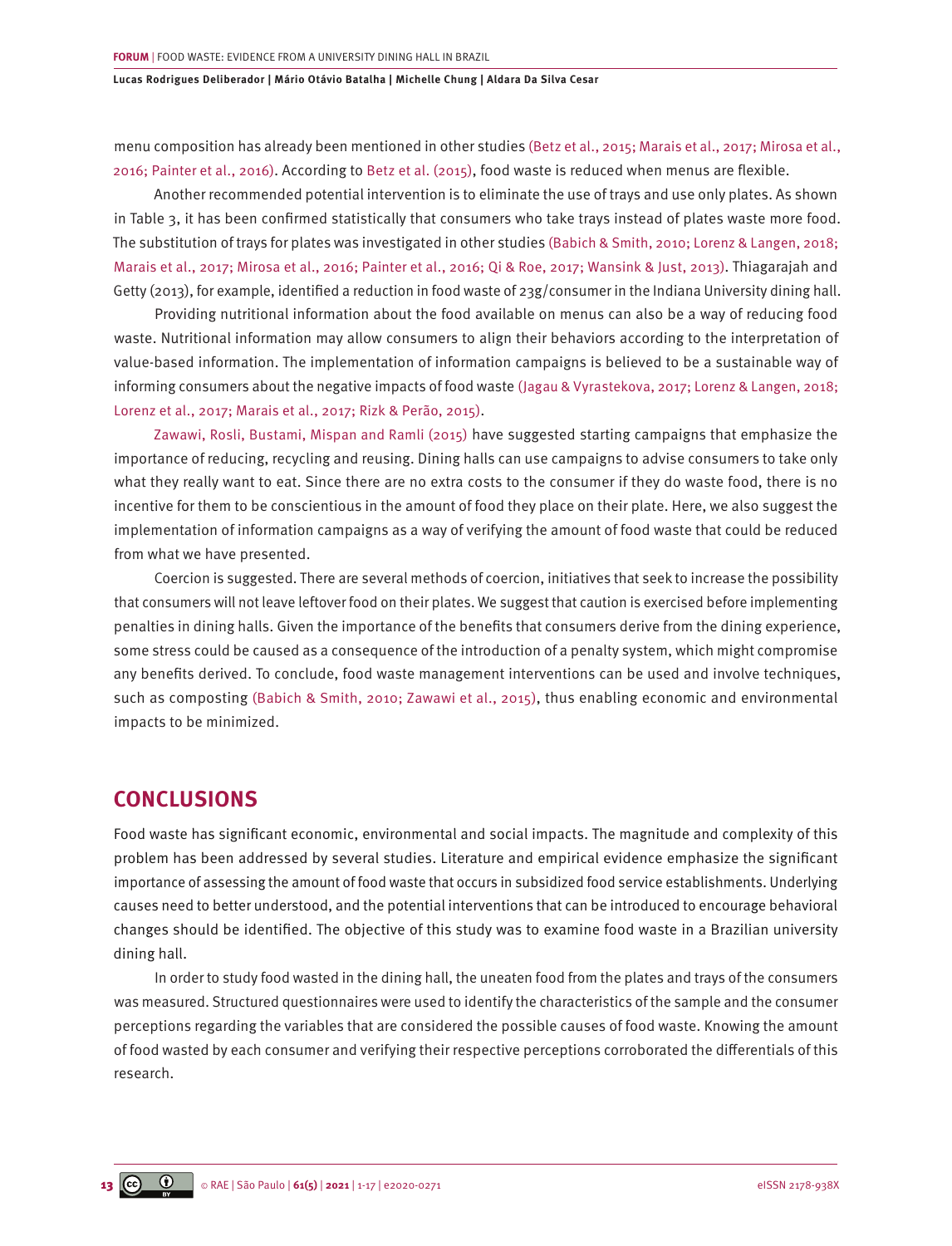menu composition has already been mentioned in other studies (Betz et al., 2015; Marais et al., 2017; Mirosa et al., 2016; Painter et al., 2016). According to Betz et al. (2015), food waste is reduced when menus are flexible.

Another recommended potential intervention is to eliminate the use of trays and use only plates. As shown in Table 3, it has been confirmed statistically that consumers who take trays instead of plates waste more food. The substitution of trays for plates was investigated in other studies (Babich & Smith, 2010; Lorenz & Langen, 2018; Marais et al., 2017; Mirosa et al., 2016; Painter et al., 2016; Qi & Roe, 2017; Wansink & Just, 2013). Thiagarajah and Getty (2013), for example, identified a reduction in food waste of 23g/consumer in the Indiana University dining hall.

Providing nutritional information about the food available on menus can also be a way of reducing food waste. Nutritional information may allow consumers to align their behaviors according to the interpretation of value-based information. The implementation of information campaigns is believed to be a sustainable way of informing consumers about the negative impacts of food waste (Jagau & Vyrastekova, 2017; Lorenz & Langen, 2018; Lorenz et al., 2017; Marais et al., 2017; Rizk & Perão, 2015).

Zawawi, Rosli, Bustami, Mispan and Ramli (2015) have suggested starting campaigns that emphasize the importance of reducing, recycling and reusing. Dining halls can use campaigns to advise consumers to take only what they really want to eat. Since there are no extra costs to the consumer if they do waste food, there is no incentive for them to be conscientious in the amount of food they place on their plate. Here, we also suggest the implementation of information campaigns as a way of verifying the amount of food waste that could be reduced from what we have presented.

Coercion is suggested. There are several methods of coercion, initiatives that seek to increase the possibility that consumers will not leave leftover food on their plates. We suggest that caution is exercised before implementing penalties in dining halls. Given the importance of the benefits that consumers derive from the dining experience, some stress could be caused as a consequence of the introduction of a penalty system, which might compromise any benefits derived. To conclude, food waste management interventions can be used and involve techniques, such as composting (Babich & Smith, 2010; Zawawi et al., 2015), thus enabling economic and environmental impacts to be minimized.

## CONCLUSIONS

Food waste has significant economic, environmental and social impacts. The magnitude and complexity of this problem has been addressed by several studies. Literature and empirical evidence emphasize the significant importance of assessing the amount of food waste that occurs in subsidized food service establishments. Underlying causes need to better understood, and the potential interventions that can be introduced to encourage behavioral changes should be identified. The objective of this study was to examine food waste in a Brazilian university dining hall.

In order to study food wasted in the dining hall, the uneaten food from the plates and trays of the consumers was measured. Structured questionnaires were used to identify the characteristics of the sample and the consumer perceptions regarding the variables that are considered the possible causes of food waste. Knowing the amount of food wasted by each consumer and verifying their respective perceptions corroborated the differentials of this research.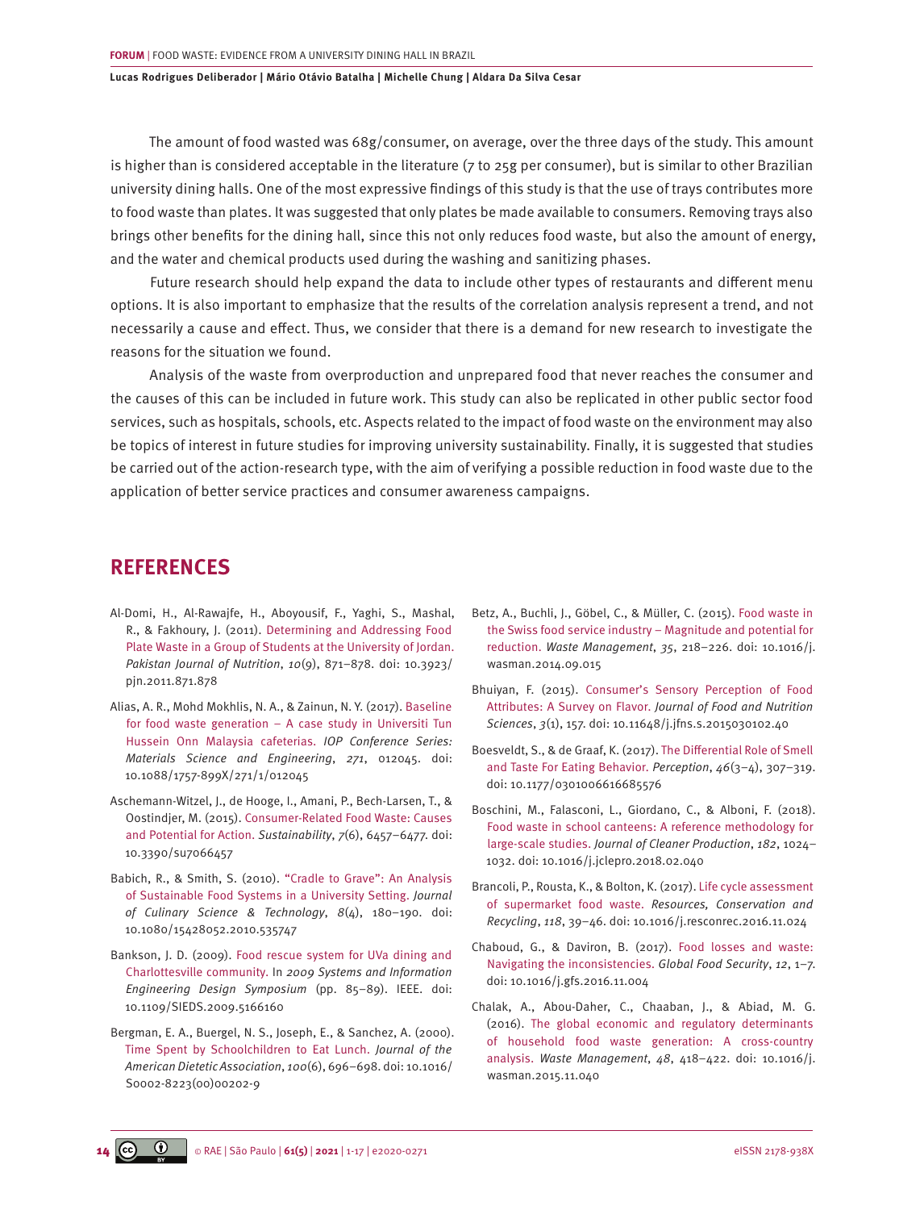The amount of food wasted was 68g/consumer, on average, over the three days of the study. This amount is higher than is considered acceptable in the literature (7 to 25g per consumer), but is similar to other Brazilian university dining halls. One of the most expressive findings of this study is that the use of trays contributes more to food waste than plates. It was suggested that only plates be made available to consumers. Removing trays also brings other benefits for the dining hall, since this not only reduces food waste, but also the amount of energy, and the water and chemical products used during the washing and sanitizing phases.

Future research should help expand the data to include other types of restaurants and different menu options. It is also important to emphasize that the results of the correlation analysis represent a trend, and not necessarily a cause and effect. Thus, we consider that there is a demand for new research to investigate the reasons for the situation we found.

Analysis of the waste from overproduction and unprepared food that never reaches the consumer and the causes of this can be included in future work. This study can also be replicated in other public sector food services, such as hospitals, schools, etc. Aspects related to the impact of food waste on the environment may also be topics of interest in future studies for improving university sustainability. Finally, it is suggested that studies be carried out of the action-research type, with the aim of verifying a possible reduction in food waste due to the application of better service practices and consumer awareness campaigns.

## REFERENCES

Al-Domi, H., Al-Rawajfe, H., Aboyousif, F., Yaghi, S., Mashal, R., & Fakhoury, J. (2011). Determining and Addressing Food Plate Waste in a Group of Students at the University of Jordan. *Pakistan Journal of Nutrition*, *10*(9), 871–878. doi: 10.3923/pjn.2011.871.878

Alias, A. R., Mohd Mokhlis, N. A., & Zainun, N. Y. (2017). Baseline for food waste generation – A case study in Universiti Tun Hussein Onn Malaysia cafeterias. *IOP Conference Series: Materials Science and Engineering*, *271*, 012045. doi: 10.1088/1757-899X/271/1/012045

Aschemann-Witzel, J., de Hooge, I., Amani, P., Bech-Larsen, T., & Oostindjer, M. (2015). Consumer-Related Food Waste: Causes and Potential for Action. *Sustainability*, *7*(6), 6457–6477. doi: 10.3390/su7066457

Babich, R., & Smith, S. (2010). "Cradle to Grave": An Analysis of Sustainable Food Systems in a University Setting. *Journal of Culinary Science & Technology*, *8*(4), 180–190. doi: 10.1080/15428052.2010.535747

Bankson, J. D. (2009). Food rescue system for UVa dining and Charlottesville community. In *2009 Systems and Information Engineering Design Symposium* (pp. 85–89). IEEE. doi: 10.1109/SIEDS.2009.5166160

Bergman, E. A., Buergel, N. S., Joseph, E., & Sanchez, A. (2000). Time Spent by Schoolchildren to Eat Lunch. *Journal of the American Dietetic Association*, *100*(6), 696–698. doi: 10.1016/S0002-8223(00)00202-9

Betz, A., Buchli, J., Göbel, C., & Müller, C. (2015). Food waste in the Swiss food service industry – Magnitude and potential for reduction. *Waste Management*, *35*, 218–226. doi: 10.1016/j.wasman.2014.09.015

Bhuiyan, F. (2015). Consumer's Sensory Perception of Food Attributes: A Survey on Flavor. *Journal of Food and Nutrition Sciences*, *3*(1), 157. doi: 10.11648/j.jfns.s.2015030102.40

Boesveldt, S., & de Graaf, K. (2017). The Differential Role of Smell and Taste For Eating Behavior. *Perception*, *46*(3–4), 307–319. doi: 10.1177/0301006616685576

Boschini, M., Falasconi, L., Giordano, C., & Alboni, F. (2018). Food waste in school canteens: A reference methodology for large-scale studies. *Journal of Cleaner Production*, *182*, 1024–1032. doi: 10.1016/j.jclepro.2018.02.040

Brancoli, P., Rousta, K., & Bolton, K. (2017). Life cycle assessment of supermarket food waste. *Resources, Conservation and Recycling*, *118*, 39–46. doi: 10.1016/j.resconrec.2016.11.024

Chaboud, G., & Daviron, B. (2017). Food losses and waste: Navigating the inconsistencies. *Global Food Security*, *12*, 1–7. doi: 10.1016/j.gfs.2016.11.004

Chalak, A., Abou-Daher, C., Chaaban, J., & Abiad, M. G. (2016). The global economic and regulatory determinants of household food waste generation: A cross-country analysis. *Waste Management*, *48*, 418–422. doi: 10.1016/j.wasman.2015.11.040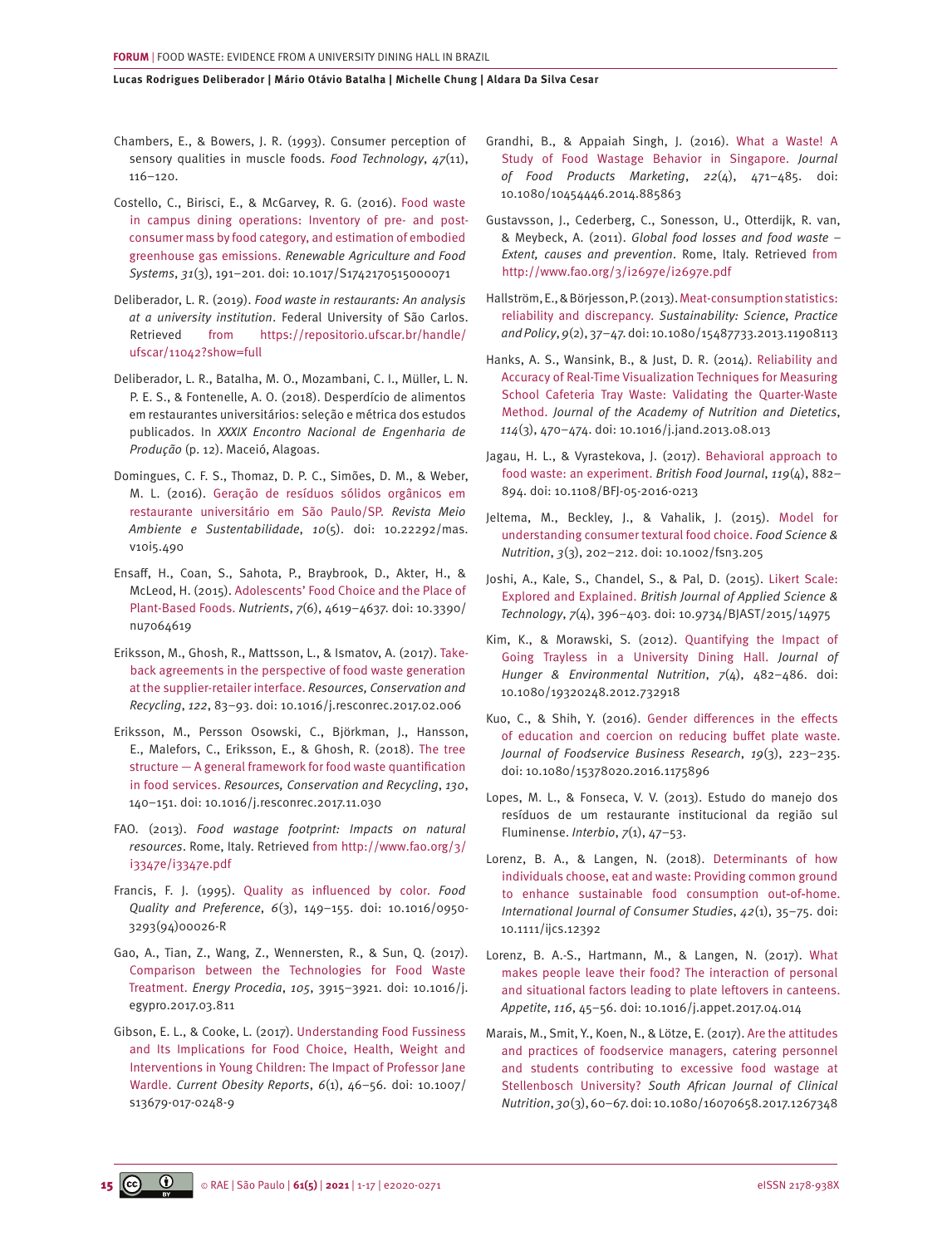Chambers, E., & Bowers, J. R. (1993). Consumer perception of sensory qualities in muscle foods. *Food Technology*, *47*(11), 116–120.

Costello, C., Birisci, E., & McGarvey, R. G. (2016). Food waste in campus dining operations: Inventory of pre- and post-consumer mass by food category, and estimation of embodied greenhouse gas emissions. *Renewable Agriculture and Food Systems*, *31*(3), 191–201. doi: 10.1017/S1742170515000071

Deliberador, L. R. (2019). *Food waste in restaurants: An analysis at a university institution*. Federal University of São Carlos. Retrieved from https://repositorio.ufscar.br/handle/ufscar/11042?show=full

Deliberador, L. R., Batalha, M. O., Mozambani, C. I., Müller, L. N. P. E. S., & Fontenelle, A. O. (2018). Desperdício de alimentos em restaurantes universitários: seleção e métrica dos estudos publicados. In *XXXIX Encontro Nacional de Engenharia de Produção* (p. 12). Maceió, Alagoas.

Domingues, C. F. S., Thomaz, D. P. C., Simões, D. M., & Weber, M. L. (2016). Geração de resíduos sólidos orgânicos em restaurante universitário em São Paulo/SP. *Revista Meio Ambiente e Sustentabilidade*, *10*(5). doi: 10.22292/mas.v10i5.490

Ensaff, H., Coan, S., Sahota, P., Braybrook, D., Akter, H., & McLeod, H. (2015). Adolescents' Food Choice and the Place of Plant-Based Foods. *Nutrients*, *7*(6), 4619–4637. doi: 10.3390/nu7064619

Eriksson, M., Ghosh, R., Mattsson, L., & Ismatov, A. (2017). Take-back agreements in the perspective of food waste generation at the supplier-retailer interface. *Resources, Conservation and Recycling*, *122*, 83–93. doi: 10.1016/j.resconrec.2017.02.006

Eriksson, M., Persson Osowski, C., Björkman, J., Hansson, E., Malefors, C., Eriksson, E., & Ghosh, R. (2018). The tree structure — A general framework for food waste quantification in food services. *Resources, Conservation and Recycling*, *130*, 140–151. doi: 10.1016/j.resconrec.2017.11.030

FAO. (2013). *Food wastage footprint: Impacts on natural resources*. Rome, Italy. Retrieved from http://www.fao.org/3/i3347e/i3347e.pdf

Francis, F. J. (1995). Quality as influenced by color. *Food Quality and Preference*, *6*(3), 149–155. doi: 10.1016/0950-3293(94)00026-R

Gao, A., Tian, Z., Wang, Z., Wennersten, R., & Sun, Q. (2017). Comparison between the Technologies for Food Waste Treatment. *Energy Procedia*, *105*, 3915–3921. doi: 10.1016/j.egypro.2017.03.811

Gibson, E. L., & Cooke, L. (2017). Understanding Food Fussiness and Its Implications for Food Choice, Health, Weight and Interventions in Young Children: The Impact of Professor Jane Wardle. *Current Obesity Reports*, *6*(1), 46–56. doi: 10.1007/s13679-017-0248-9

Grandhi, B., & Appaiah Singh, J. (2016). What a Waste! A Study of Food Wastage Behavior in Singapore. *Journal of Food Products Marketing*, *22*(4), 471–485. doi: 10.1080/10454446.2014.885863

Gustavsson, J., Cederberg, C., Sonesson, U., Otterdijk, R. van, & Meybeck, A. (2011). *Global food losses and food waste – Extent, causes and prevention*. Rome, Italy. Retrieved from http://www.fao.org/3/i2697e/i2697e.pdf

Hallström, E., & Börjesson, P. (2013). Meat-consumption statistics: reliability and discrepancy. *Sustainability: Science, Practice and Policy*, *9*(2), 37–47. doi: 10.1080/15487733.2013.11908113

Hanks, A. S., Wansink, B., & Just, D. R. (2014). Reliability and Accuracy of Real-Time Visualization Techniques for Measuring School Cafeteria Tray Waste: Validating the Quarter-Waste Method. *Journal of the Academy of Nutrition and Dietetics*, *114*(3), 470–474. doi: 10.1016/j.jand.2013.08.013

Jagau, H. L., & Vyrastekova, J. (2017). Behavioral approach to food waste: an experiment. *British Food Journal*, *119*(4), 882–894. doi: 10.1108/BFJ-05-2016-0213

Jeltema, M., Beckley, J., & Vahalik, J. (2015). Model for understanding consumer textural food choice. *Food Science & Nutrition*, *3*(3), 202–212. doi: 10.1002/fsn3.205

Joshi, A., Kale, S., Chandel, S., & Pal, D. (2015). Likert Scale: Explored and Explained. *British Journal of Applied Science & Technology*, *7*(4), 396–403. doi: 10.9734/BJAST/2015/14975

Kim, K., & Morawski, S. (2012). Quantifying the Impact of Going Trayless in a University Dining Hall. *Journal of Hunger & Environmental Nutrition*, *7*(4), 482–486. doi: 10.1080/19320248.2012.732918

Kuo, C., & Shih, Y. (2016). Gender differences in the effects of education and coercion on reducing buffet plate waste. *Journal of Foodservice Business Research*, *19*(3), 223–235. doi: 10.1080/15378020.2016.1175896

Lopes, M. L., & Fonseca, V. V. (2013). Estudo do manejo dos resíduos de um restaurante institucional da região sul Fluminense. *Interbio*, *7*(1), 47–53.

Lorenz, B. A., & Langen, N. (2018). Determinants of how individuals choose, eat and waste: Providing common ground to enhance sustainable food consumption out-of-home. *International Journal of Consumer Studies*, *42*(1), 35–75. doi: 10.1111/ijcs.12392

Lorenz, B. A.-S., Hartmann, M., & Langen, N. (2017). What makes people leave their food? The interaction of personal and situational factors leading to plate leftovers in canteens. *Appetite*, *116*, 45–56. doi: 10.1016/j.appet.2017.04.014

Marais, M., Smit, Y., Koen, N., & Lötze, E. (2017). Are the attitudes and practices of foodservice managers, catering personnel and students contributing to excessive food wastage at Stellenbosch University? *South African Journal of Clinical Nutrition*, *30*(3), 60–67. doi: 10.1080/16070658.2017.1267348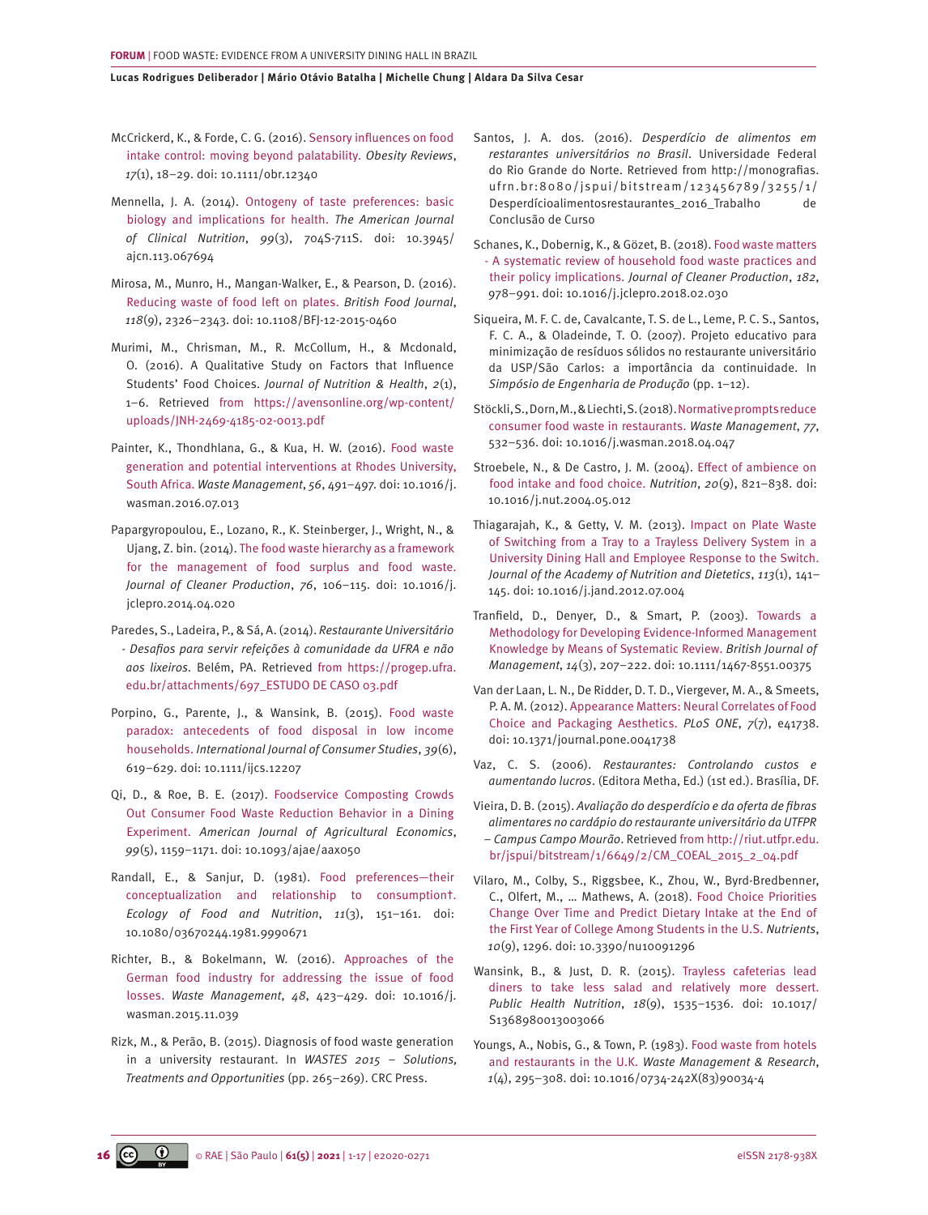McCrickerd, K., & Forde, C. G. (2016). Sensory influences on food intake control: moving beyond palatability. *Obesity Reviews*, *17*(1), 18–29. doi: 10.1111/obr.12340

Mennella, J. A. (2014). Ontogeny of taste preferences: basic biology and implications for health. *The American Journal of Clinical Nutrition*, *99*(3), 704S-711S. doi: 10.3945/ajcn.113.067694

Mirosa, M., Munro, H., Mangan-Walker, E., & Pearson, D. (2016). Reducing waste of food left on plates. *British Food Journal*, *118*(9), 2326–2343. doi: 10.1108/BFJ-12-2015-0460

Murimi, M., Chrisman, M., R. McCollum, H., & Mcdonald, O. (2016). A Qualitative Study on Factors that Influence Students' Food Choices. *Journal of Nutrition & Health*, *2*(1), 1–6. Retrieved from https://avensonline.org/wp-content/uploads/JNH-2469-4185-02-0013.pdf

Painter, K., Thondhlana, G., & Kua, H. W. (2016). Food waste generation and potential interventions at Rhodes University, South Africa. *Waste Management*, *56*, 491–497. doi: 10.1016/j.wasman.2016.07.013

Papargyropoulou, E., Lozano, R., K. Steinberger, J., Wright, N., & Ujang, Z. bin. (2014). The food waste hierarchy as a framework for the management of food surplus and food waste. *Journal of Cleaner Production*, *76*, 106–115. doi: 10.1016/j.jclepro.2014.04.020

Paredes, S., Ladeira, P., & Sá, A. (2014). *Restaurante Universitário - Desafios para servir refeições à comunidade da UFRA e não aos lixeiros*. Belém, PA. Retrieved from https://progep.ufra.edu.br/attachments/697_ESTUDO DE CASO 03.pdf

Porpino, G., Parente, J., & Wansink, B. (2015). Food waste paradox: antecedents of food disposal in low income households. *International Journal of Consumer Studies*, *39*(6), 619–629. doi: 10.1111/ijcs.12207

Qi, D., & Roe, B. E. (2017). Foodservice Composting Crowds Out Consumer Food Waste Reduction Behavior in a Dining Experiment. *American Journal of Agricultural Economics*, *99*(5), 1159–1171. doi: 10.1093/ajae/aax050

Randall, E., & Sanjur, D. (1981). Food preferences—their conceptualization and relationship to consumption†. *Ecology of Food and Nutrition*, *11*(3), 151–161. doi: 10.1080/03670244.1981.9990671

Richter, B., & Bokelmann, W. (2016). Approaches of the German food industry for addressing the issue of food losses. *Waste Management*, *48*, 423–429. doi: 10.1016/j.wasman.2015.11.039

Rizk, M., & Perão, B. (2015). Diagnosis of food waste generation in a university restaurant. In *WASTES 2015 – Solutions, Treatments and Opportunities* (pp. 265–269). CRC Press.

Santos, J. A. dos. (2016). *Desperdício de alimentos em restarantes universitários no Brasil*. Universidade Federal do Rio Grande do Norte. Retrieved from http://monografias.ufrn.br:8080/jspui/bitstream/123456789/3255/1/Desperdícioalimentosrestaurantes_2016_Trabalho de Conclusão de Curso

Schanes, K., Dobernig, K., & Gözet, B. (2018). Food waste matters - A systematic review of household food waste practices and their policy implications. *Journal of Cleaner Production*, *182*, 978–991. doi: 10.1016/j.jclepro.2018.02.030

Siqueira, M. F. C. de, Cavalcante, T. S. de L., Leme, P. C. S., Santos, F. C. A., & Oladeinde, T. O. (2007). Projeto educativo para minimização de resíduos sólidos no restaurante universitário da USP/São Carlos: a importância da continuidade. In *Simpósio de Engenharia de Produção* (pp. 1–12).

Stöckli, S., Dorn, M., & Liechti, S. (2018). Normative prompts reduce consumer food waste in restaurants. *Waste Management*, *77*, 532–536. doi: 10.1016/j.wasman.2018.04.047

Stroebele, N., & De Castro, J. M. (2004). Effect of ambience on food intake and food choice. *Nutrition*, *20*(9), 821–838. doi: 10.1016/j.nut.2004.05.012

Thiagarajah, K., & Getty, V. M. (2013). Impact on Plate Waste of Switching from a Tray to a Trayless Delivery System in a University Dining Hall and Employee Response to the Switch. *Journal of the Academy of Nutrition and Dietetics*, *113*(1), 141–145. doi: 10.1016/j.jand.2012.07.004

Tranfield, D., Denyer, D., & Smart, P. (2003). Towards a Methodology for Developing Evidence-Informed Management Knowledge by Means of Systematic Review. *British Journal of Management*, *14*(3), 207–222. doi: 10.1111/1467-8551.00375

Van der Laan, L. N., De Ridder, D. T. D., Viergever, M. A., & Smeets, P. A. M. (2012). Appearance Matters: Neural Correlates of Food Choice and Packaging Aesthetics. *PLoS ONE*, *7*(7), e41738. doi: 10.1371/journal.pone.0041738

Vaz, C. S. (2006). *Restaurantes: Controlando custos e aumentando lucros*. (Editora Metha, Ed.) (1st ed.). Brasília, DF.

Vieira, D. B. (2015). *Avaliação do desperdício e da oferta de fibras alimentares no cardápio do restaurante universitário da UTFPR – Campus Campo Mourão*. Retrieved from http://riut.utfpr.edu.br/jspui/bitstream/1/6649/2/CM_COEAL_2015_2_04.pdf

Vilaro, M., Colby, S., Riggsbee, K., Zhou, W., Byrd-Bredbenner, C., Olfert, M., … Mathews, A. (2018). Food Choice Priorities Change Over Time and Predict Dietary Intake at the End of the First Year of College Among Students in the U.S. *Nutrients*, *10*(9), 1296. doi: 10.3390/nu10091296

Wansink, B., & Just, D. R. (2015). Trayless cafeterias lead diners to take less salad and relatively more dessert. *Public Health Nutrition*, *18*(9), 1535–1536. doi: 10.1017/S1368980013003066

Youngs, A., Nobis, G., & Town, P. (1983). Food waste from hotels and restaurants in the U.K. *Waste Management & Research*, *1*(4), 295–308. doi: 10.1016/0734-242X(83)90034-4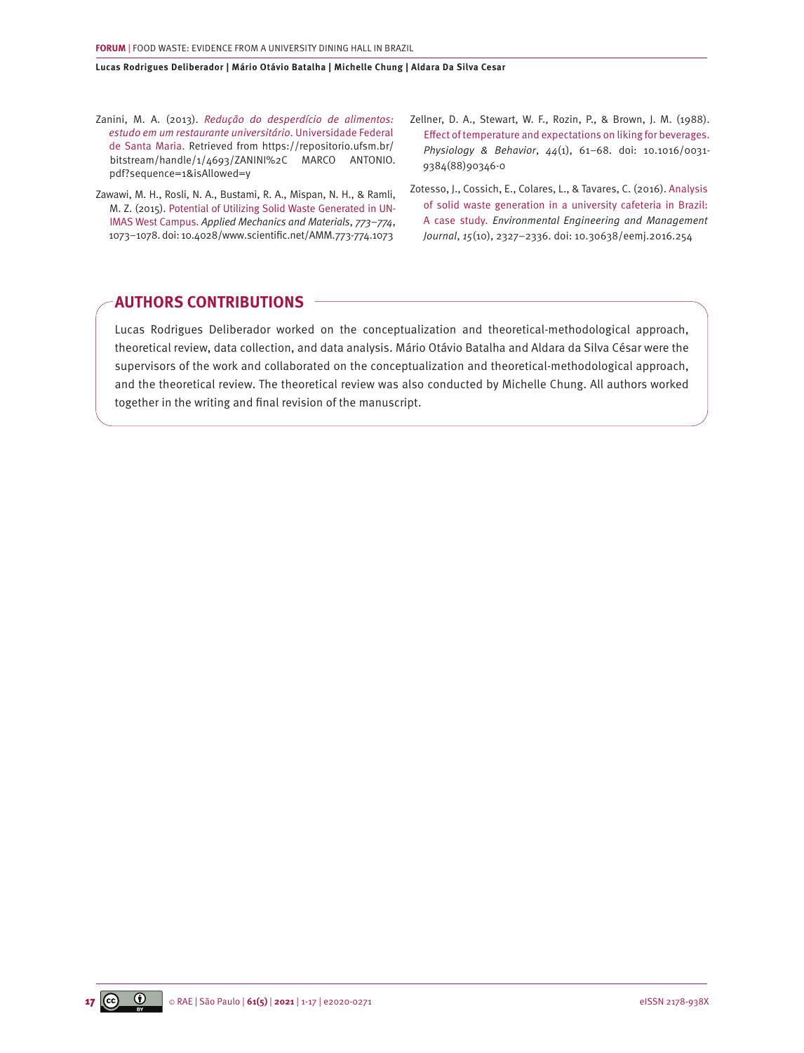Zanini, M. A. (2013). *Redução do desperdício de alimentos: estudo em um restaurante universitário*. Universidade Federal de Santa Maria. Retrieved from https://repositorio.ufsm.br/bitstream/handle/1/4693/ZANINI%2C MARCO ANTONIO.pdf?sequence=1&isAllowed=y

Zawawi, M. H., Rosli, N. A., Bustami, R. A., Mispan, N. H., & Ramli, M. Z. (2015). Potential of Utilizing Solid Waste Generated in UNIMAS West Campus. *Applied Mechanics and Materials*, *773–774*, 1073–1078. doi: 10.4028/www.scientific.net/AMM.773-774.1073

Zellner, D. A., Stewart, W. F., Rozin, P., & Brown, J. M. (1988). Effect of temperature and expectations on liking for beverages. *Physiology & Behavior*, *44*(1), 61–68. doi: 10.1016/0031-9384(88)90346-0

Zotesso, J., Cossich, E., Colares, L., & Tavares, C. (2016). Analysis of solid waste generation in a university cafeteria in Brazil: A case study. *Environmental Engineering and Management Journal*, *15*(10), 2327–2336. doi: 10.30638/eemj.2016.254

## AUTHORS CONTRIBUTIONS

Lucas Rodrigues Deliberador worked on the conceptualization and theoretical-methodological approach, theoretical review, data collection, and data analysis. Mário Otávio Batalha and Aldara da Silva César were the supervisors of the work and collaborated on the conceptualization and theoretical-methodological approach, and the theoretical review. The theoretical review was also conducted by Michelle Chung. All authors worked together in the writing and final revision of the manuscript.